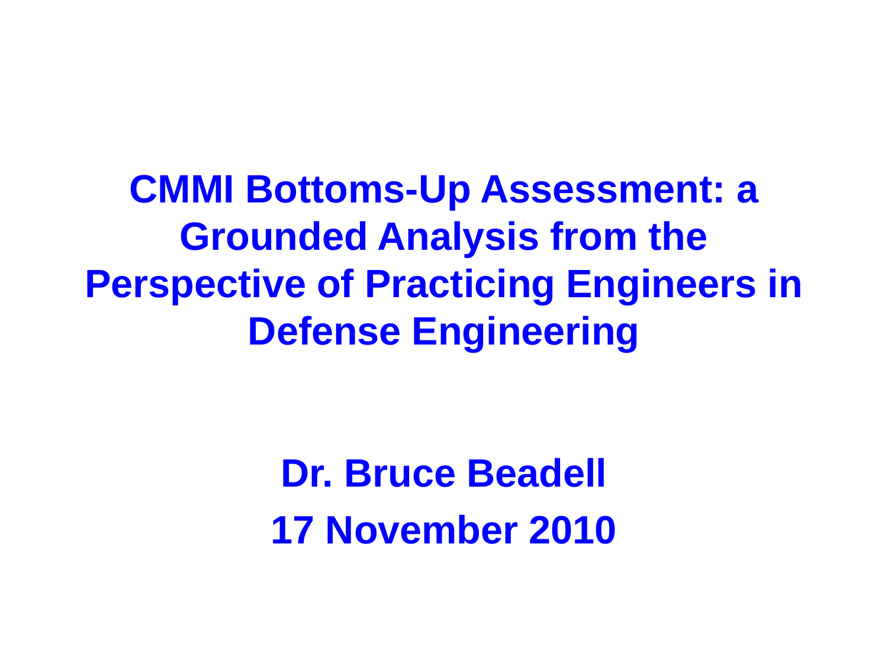# CMMI Bottoms-Up Assessment: a Grounded Analysis from the Perspective of Practicing Engineers in Defense Engineering

**Dr. Bruce Beadell**

**17 November 2010**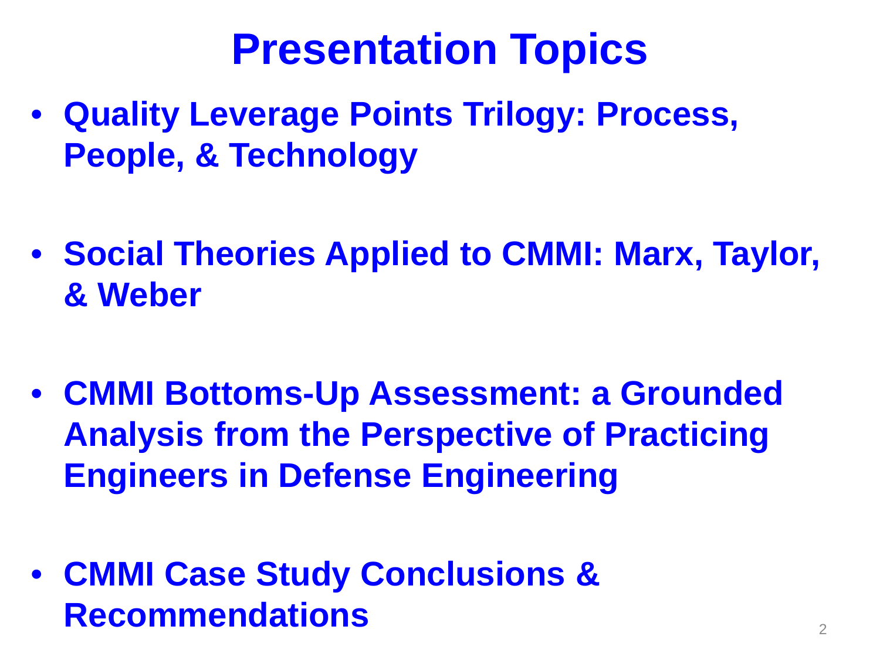# Presentation Topics

- **Quality Leverage Points Trilogy: Process, People, & Technology**

- **Social Theories Applied to CMMI: Marx, Taylor, & Weber**

- **CMMI Bottoms-Up Assessment: a Grounded Analysis from the Perspective of Practicing Engineers in Defense Engineering**

- **CMMI Case Study Conclusions & Recommendations**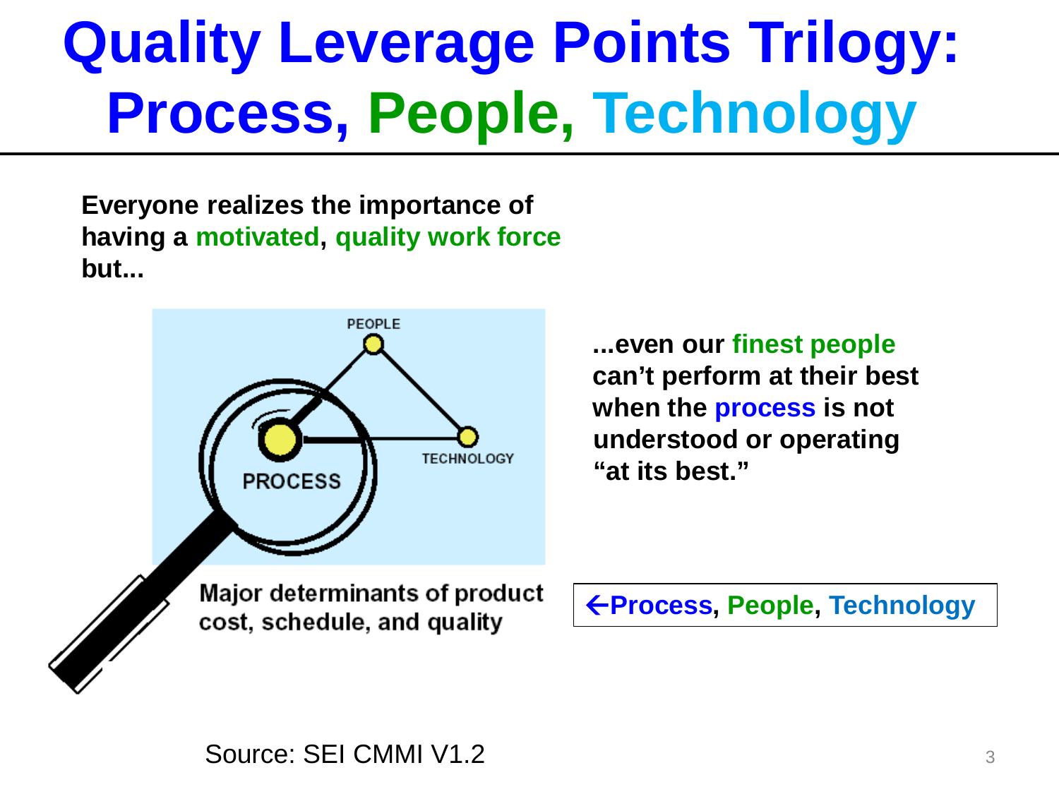# Quality Leverage Points Trilogy: Process, People, Technology

**Everyone realizes the importance of having a motivated, quality work force but...**

PEOPLE

PROCESS

TECHNOLOGY

Major determinants of product cost, schedule, and quality

**...even our finest people can't perform at their best when the process is not understood or operating "at its best."**

**←Process, People, Technology**

Source: SEI CMMI V1.2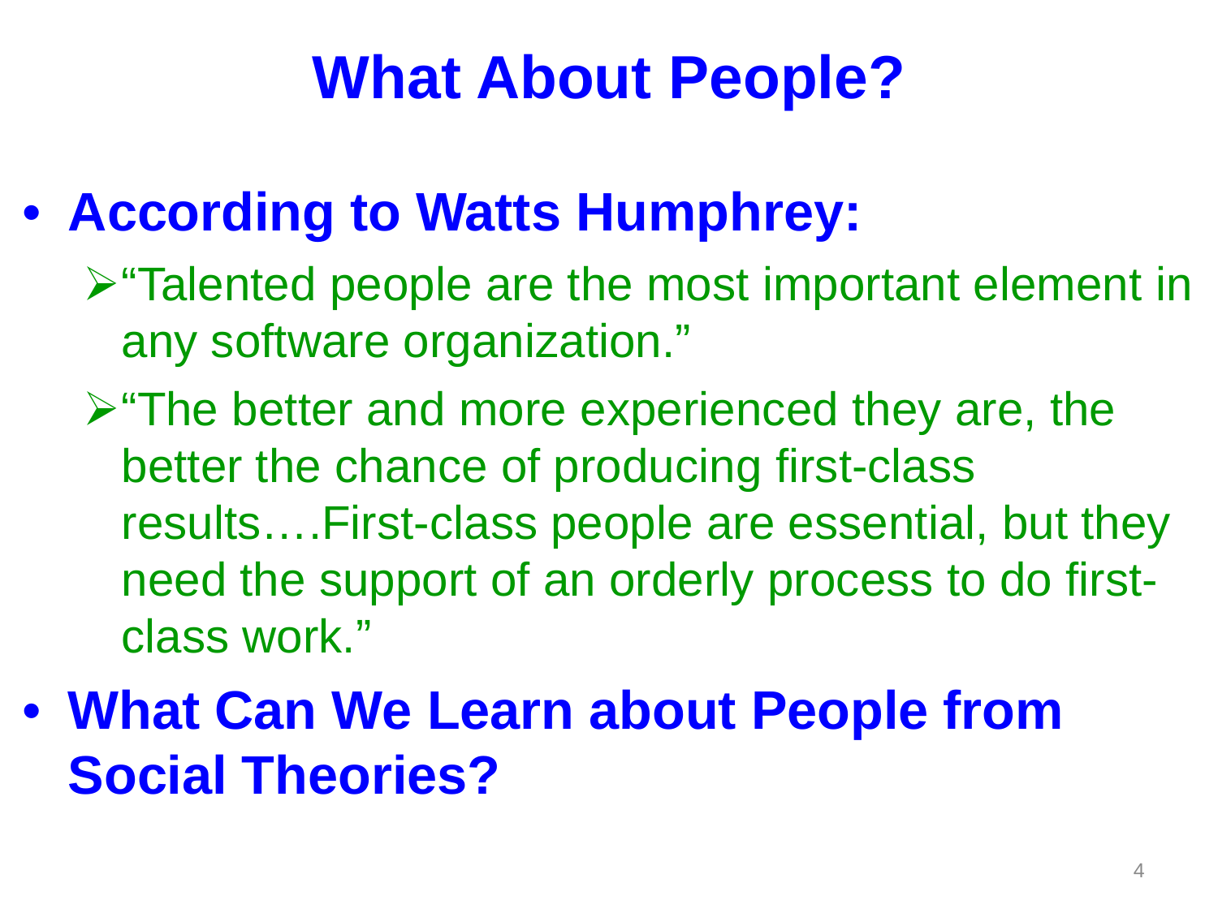# What About People?

- **According to Watts Humphrey:**
  - “Talented people are the most important element in any software organization.”
  - “The better and more experienced they are, the better the chance of producing first-class results….First-class people are essential, but they need the support of an orderly process to do first-class work.”
- **What Can We Learn about People from Social Theories?**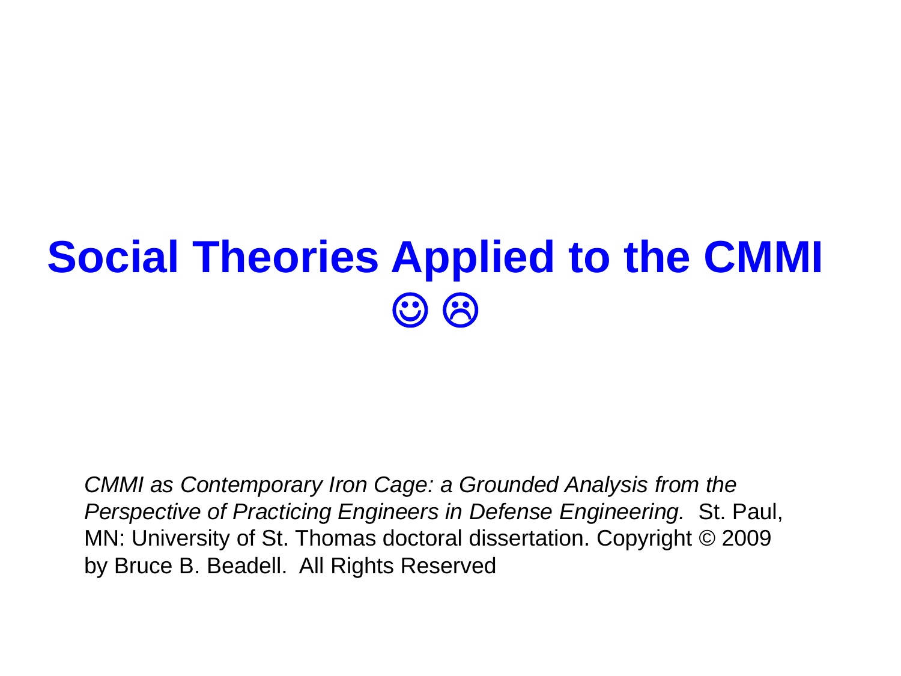# Social Theories Applied to the CMMI

☺ ☹

*CMMI as Contemporary Iron Cage: a Grounded Analysis from the Perspective of Practicing Engineers in Defense Engineering.* St. Paul, MN: University of St. Thomas doctoral dissertation. Copyright © 2009 by Bruce B. Beadell. All Rights Reserved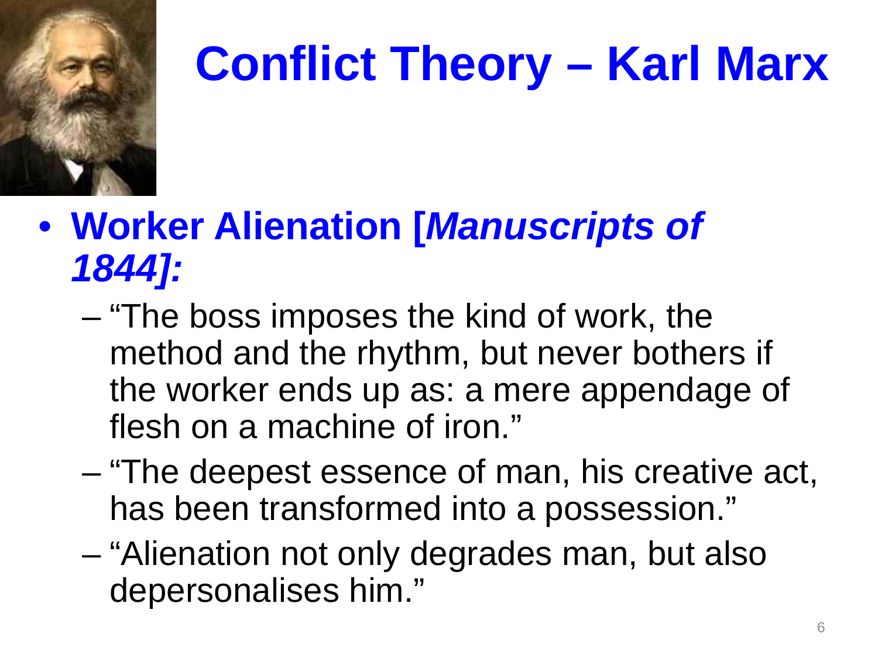# Conflict Theory – Karl Marx

- **Worker Alienation [*Manuscripts of 1844]:***
  - "The boss imposes the kind of work, the method and the rhythm, but never bothers if the worker ends up as: a mere appendage of flesh on a machine of iron."
  - "The deepest essence of man, his creative act, has been transformed into a possession."
  - "Alienation not only degrades man, but also depersonalises him."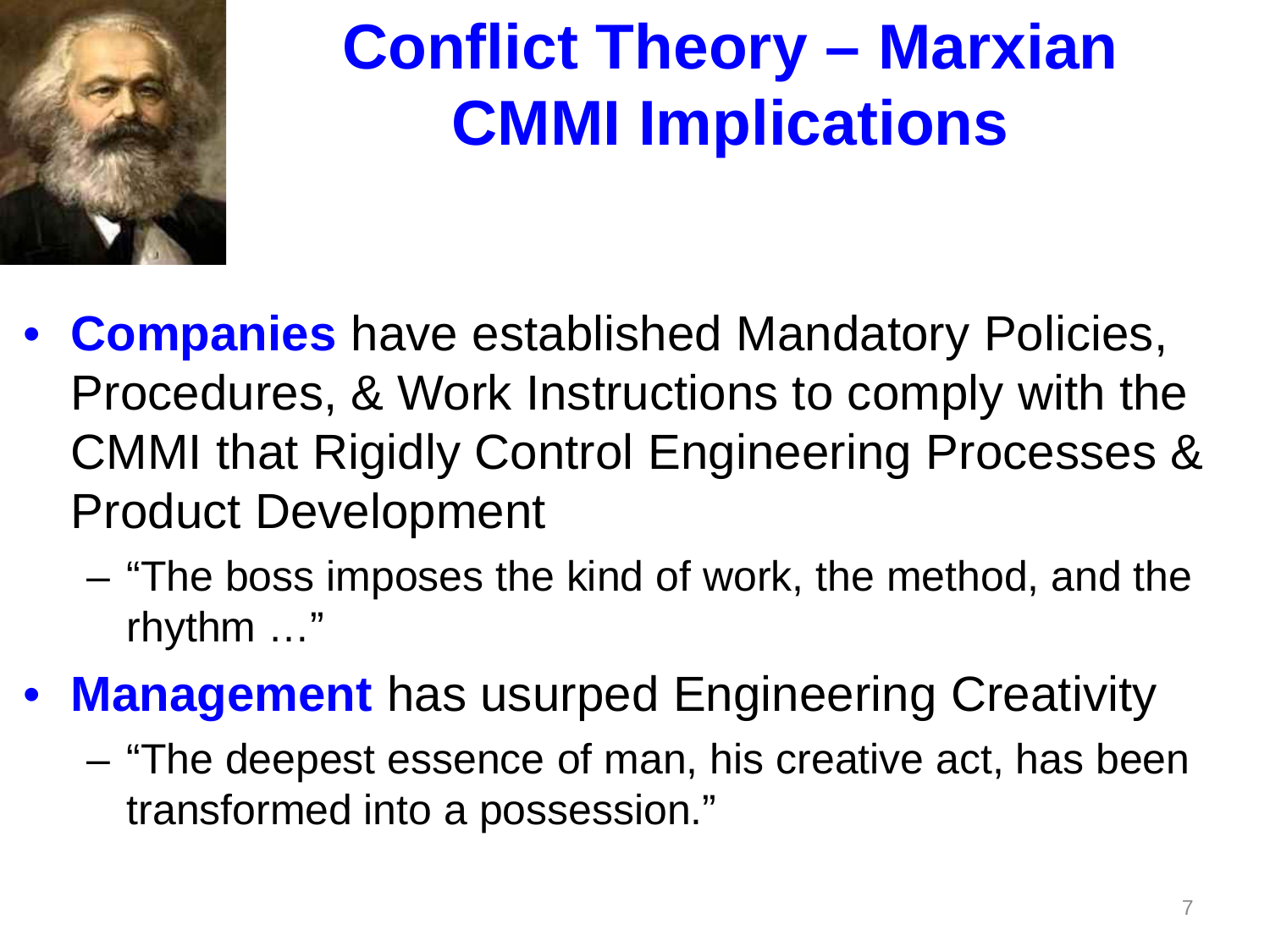# Conflict Theory – Marxian CMMI Implications

- **Companies** have established Mandatory Policies, Procedures, & Work Instructions to comply with the CMMI that Rigidly Control Engineering Processes & Product Development
  - "The boss imposes the kind of work, the method, and the rhythm …"
- **Management** has usurped Engineering Creativity
  - "The deepest essence of man, his creative act, has been transformed into a possession."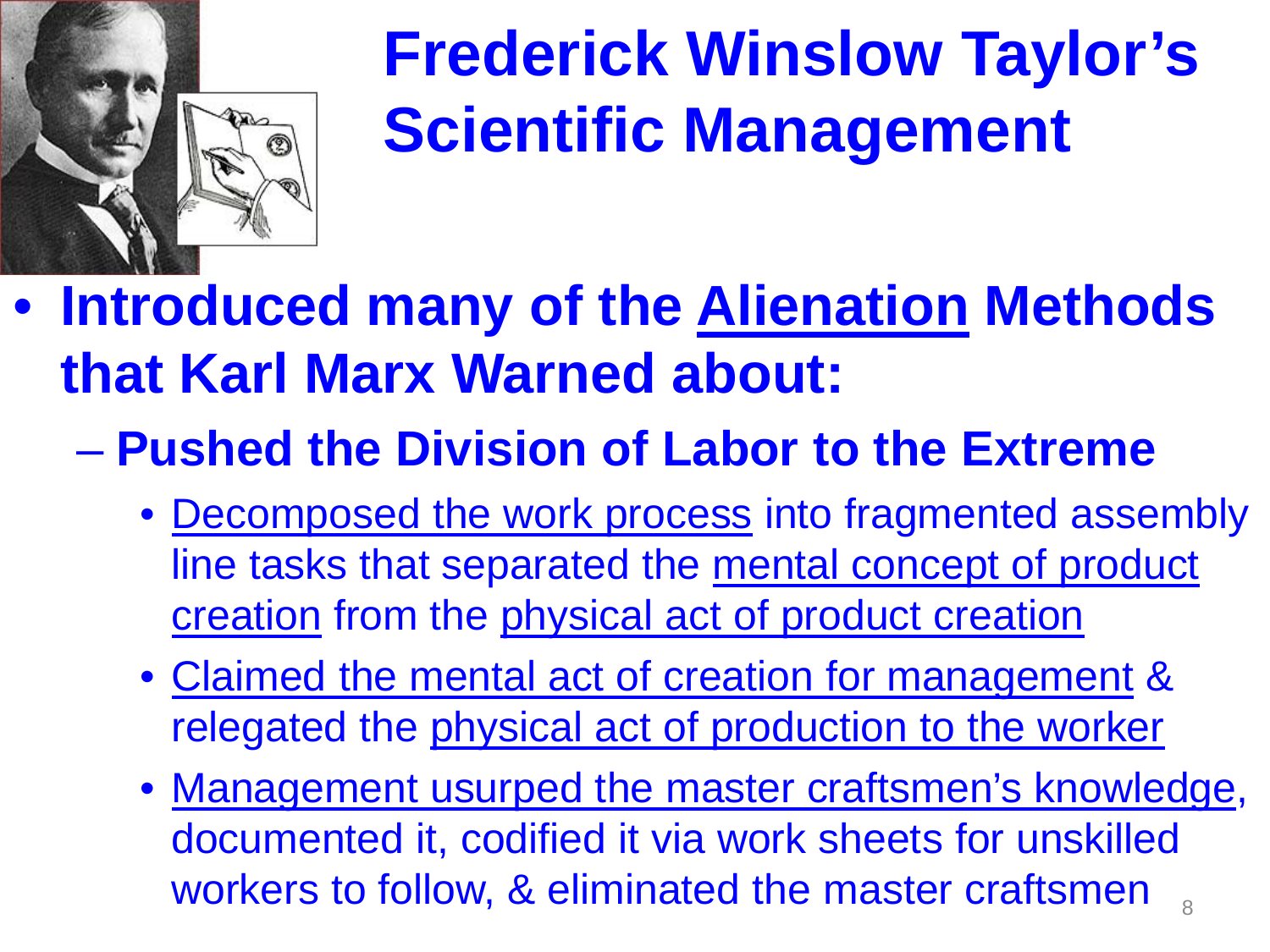# Frederick Winslow Taylor's Scientific Management

- **Introduced many of the <u>Alienation</u> Methods that Karl Marx Warned about:**
  - **Pushed the Division of Labor to the Extreme**
    - <u>Decomposed the work process</u> into fragmented assembly line tasks that separated the <u>mental concept of product creation</u> from the <u>physical act of product creation</u>
    - <u>Claimed the mental act of creation for management</u> & relegated the <u>physical act of production to the worker</u>
    - <u>Management usurped the master craftsmen's knowledge</u>, documented it, codified it via work sheets for unskilled workers to follow, & eliminated the master craftsmen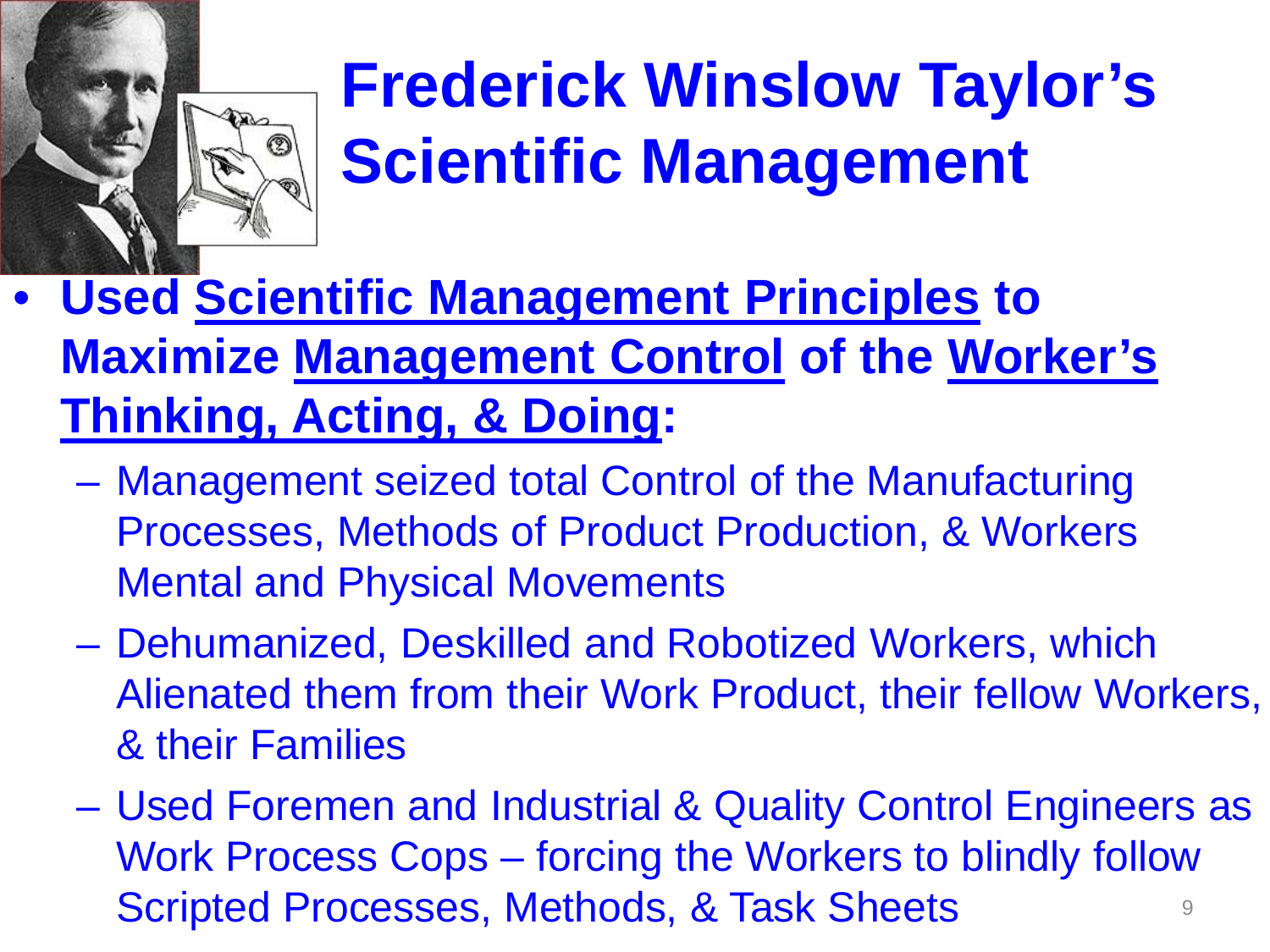# Frederick Winslow Taylor's Scientific Management

- **Used <u>Scientific Management Principles</u> to Maximize <u>Management Control</u> of the <u>Worker's Thinking, Acting, & Doing</u>:**
  - Management seized total Control of the Manufacturing Processes, Methods of Product Production, & Workers Mental and Physical Movements
  - Dehumanized, Deskilled and Robotized Workers, which Alienated them from their Work Product, their fellow Workers, & their Families
  - Used Foremen and Industrial & Quality Control Engineers as Work Process Cops – forcing the Workers to blindly follow Scripted Processes, Methods, & Task Sheets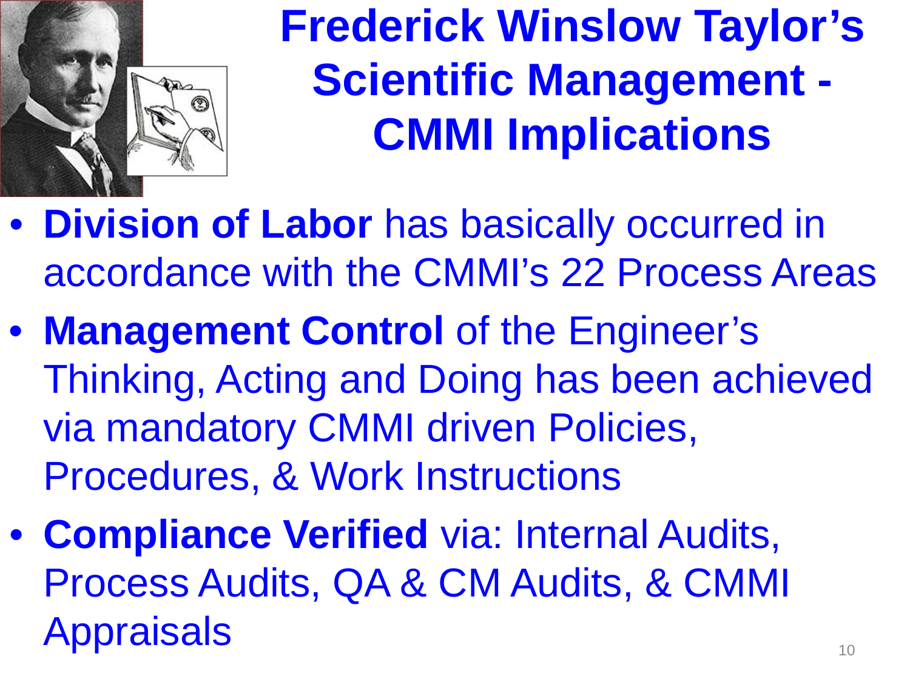# Frederick Winslow Taylor's Scientific Management - CMMI Implications

- **Division of Labor** has basically occurred in accordance with the CMMI's 22 Process Areas
- **Management Control** of the Engineer's Thinking, Acting and Doing has been achieved via mandatory CMMI driven Policies, Procedures, & Work Instructions
- **Compliance Verified** via: Internal Audits, Process Audits, QA & CM Audits, & CMMI Appraisals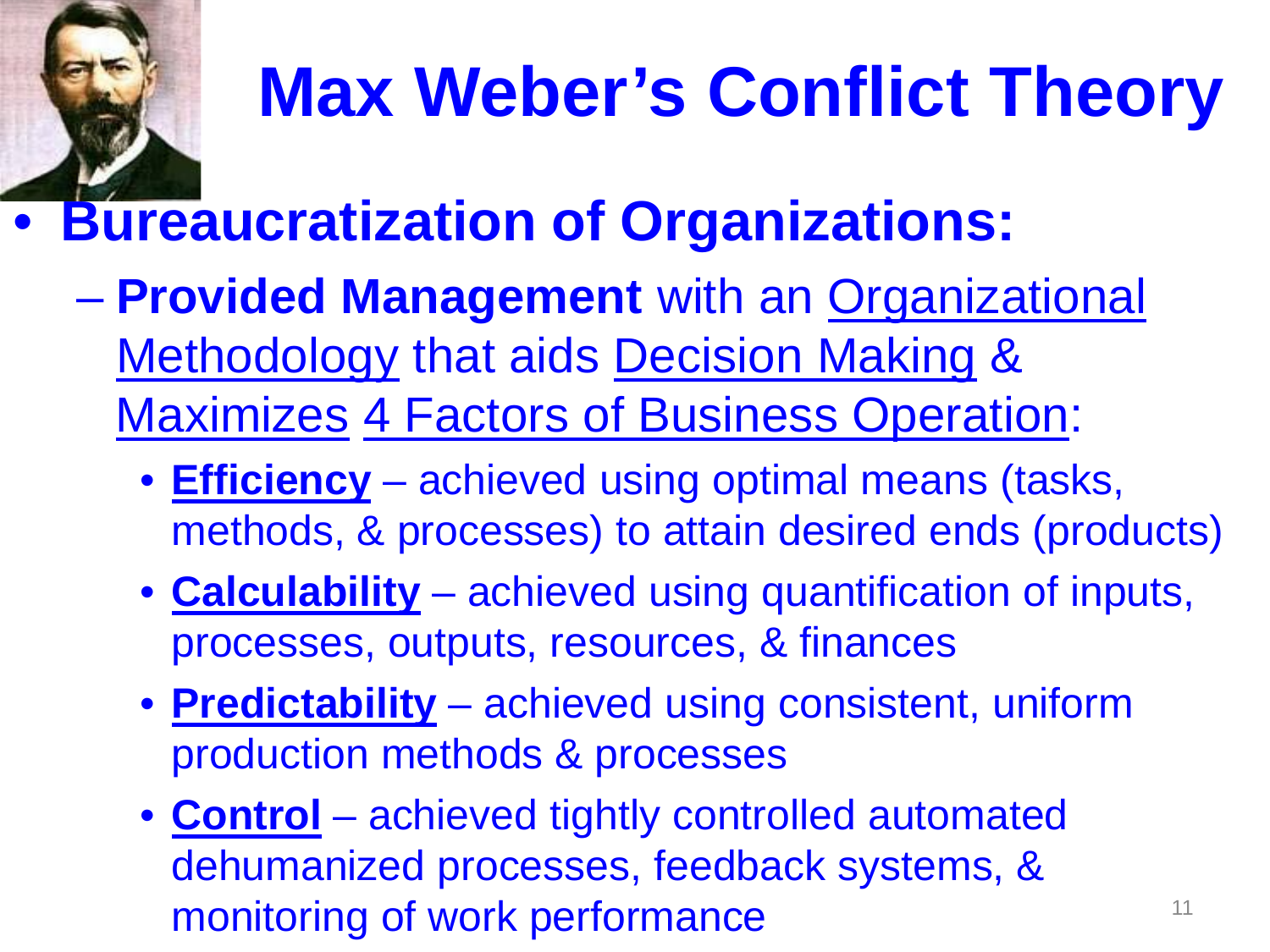# Max Weber's Conflict Theory

- **Bureaucratization of Organizations:**
  - **Provided Management** with an Organizational Methodology that aids Decision Making & Maximizes 4 Factors of Business Operation:
    - **Efficiency** – achieved using optimal means (tasks, methods, & processes) to attain desired ends (products)
    - **Calculability** – achieved using quantification of inputs, processes, outputs, resources, & finances
    - **Predictability** – achieved using consistent, uniform production methods & processes
    - **Control** – achieved tightly controlled automated dehumanized processes, feedback systems, & monitoring of work performance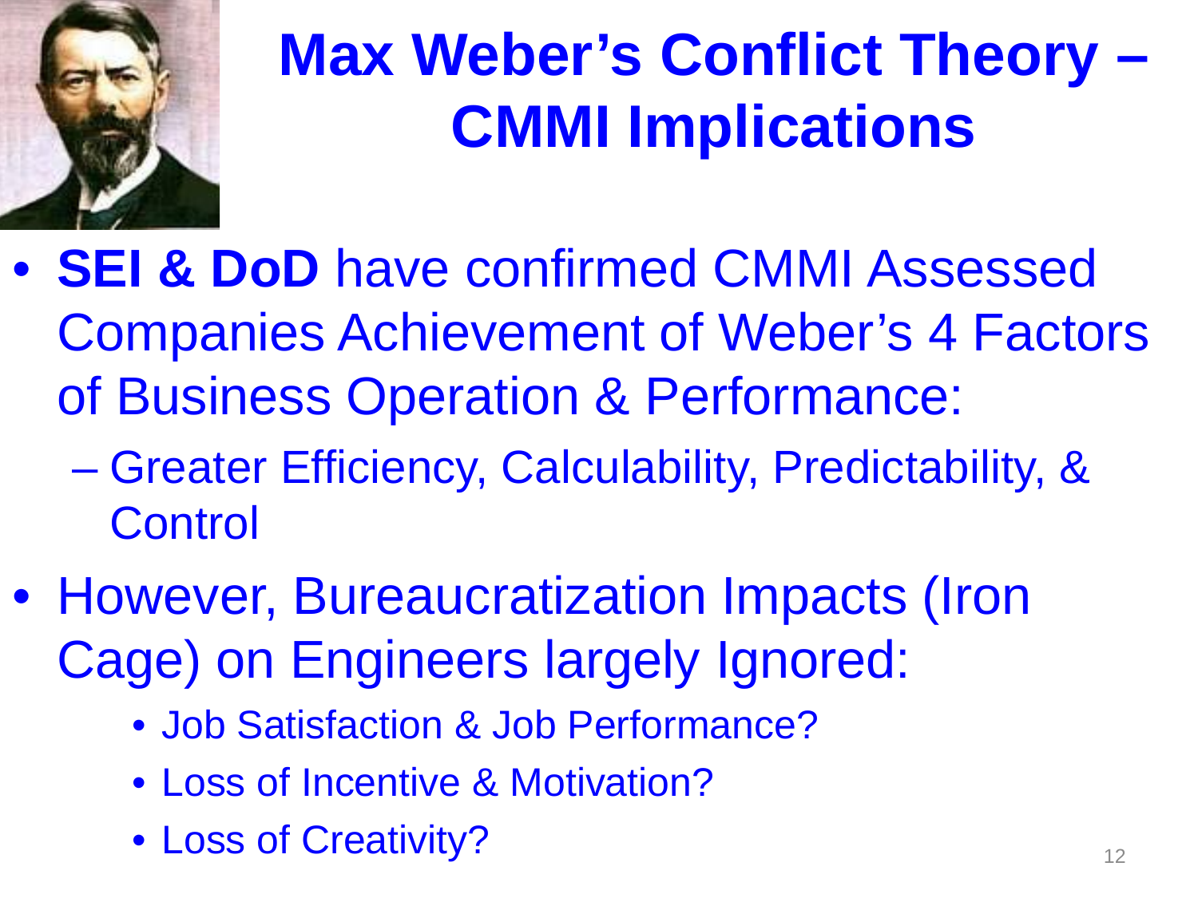# Max Weber's Conflict Theory – CMMI Implications

- **SEI & DoD** have confirmed CMMI Assessed Companies Achievement of Weber's 4 Factors of Business Operation & Performance:
  - Greater Efficiency, Calculability, Predictability, & Control
- However, Bureaucratization Impacts (Iron Cage) on Engineers largely Ignored:
  - Job Satisfaction & Job Performance?
  - Loss of Incentive & Motivation?
  - Loss of Creativity?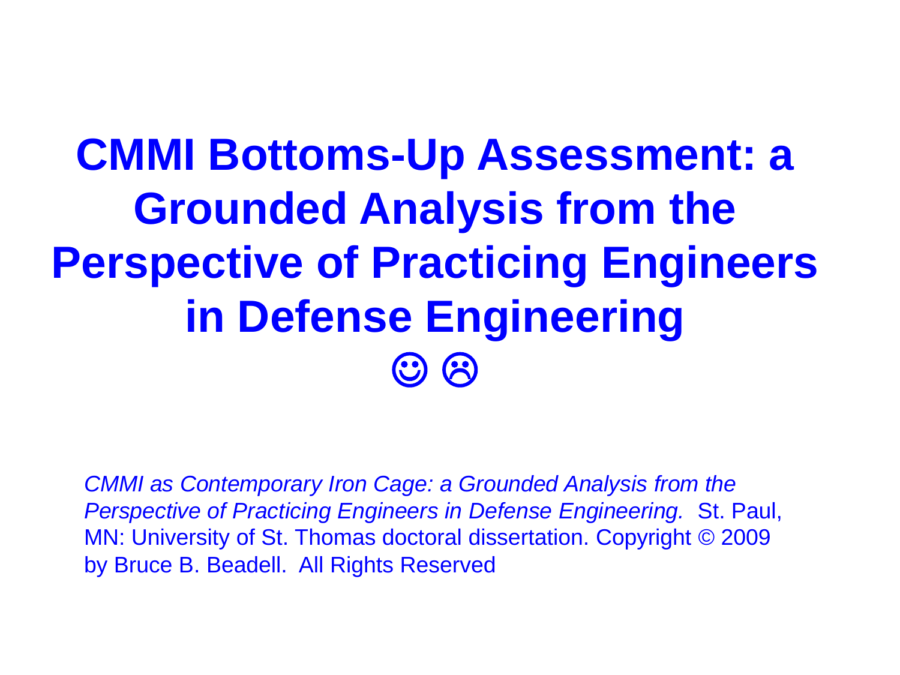# CMMI Bottoms-Up Assessment: a Grounded Analysis from the Perspective of Practicing Engineers in Defense Engineering

☺ ☹

*CMMI as Contemporary Iron Cage: a Grounded Analysis from the Perspective of Practicing Engineers in Defense Engineering.* St. Paul, MN: University of St. Thomas doctoral dissertation. Copyright © 2009 by Bruce B. Beadell. All Rights Reserved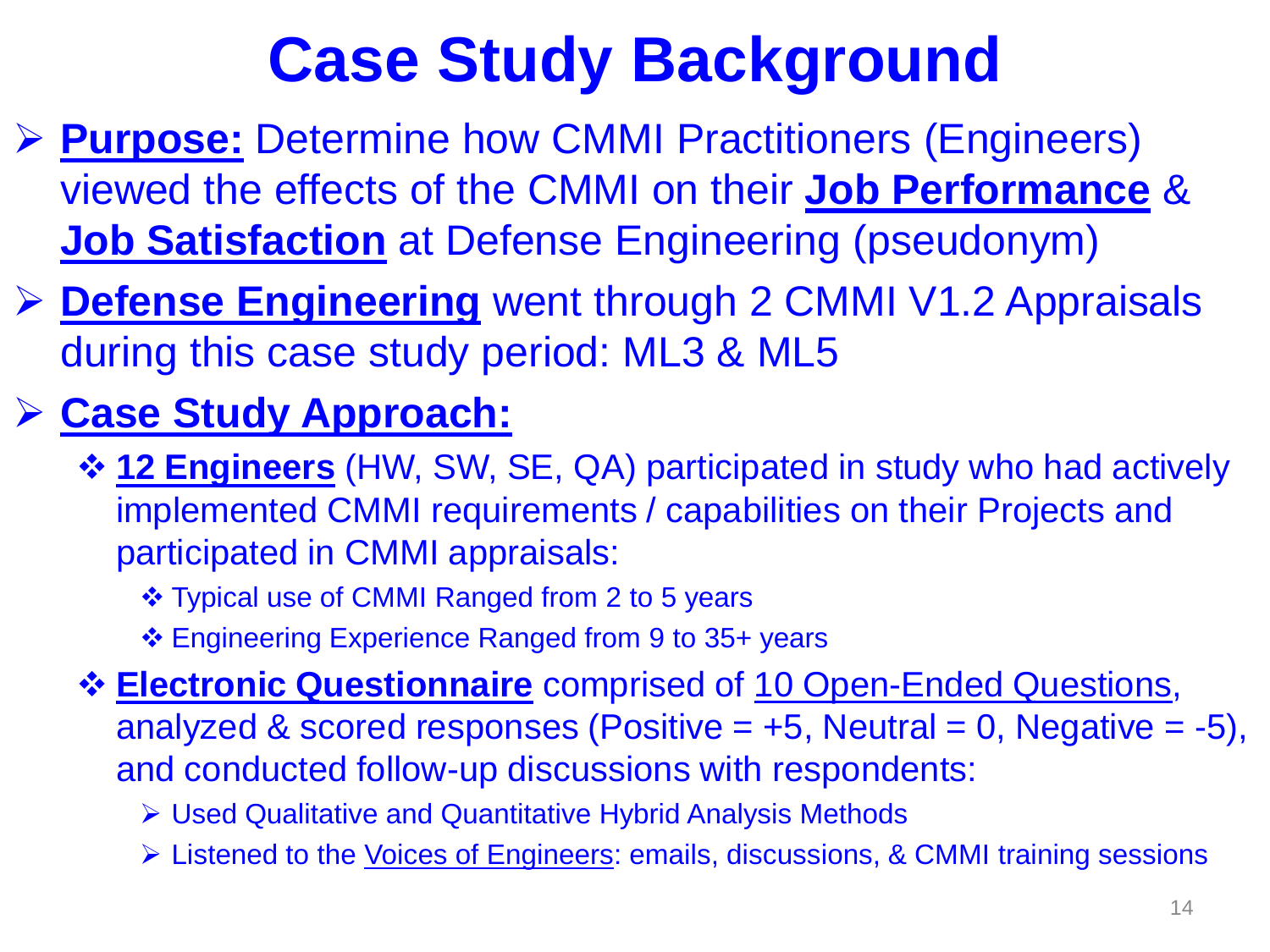# Case Study Background

- **Purpose:** Determine how CMMI Practitioners (Engineers) viewed the effects of the CMMI on their **Job Performance** & **Job Satisfaction** at Defense Engineering (pseudonym)
- **Defense Engineering** went through 2 CMMI V1.2 Appraisals during this case study period: ML3 & ML5
- **Case Study Approach:**
  - **12 Engineers** (HW, SW, SE, QA) participated in study who had actively implemented CMMI requirements / capabilities on their Projects and participated in CMMI appraisals:
    - Typical use of CMMI Ranged from 2 to 5 years
    - Engineering Experience Ranged from 9 to 35+ years
  - **Electronic Questionnaire** comprised of 10 Open-Ended Questions, analyzed & scored responses (Positive = +5, Neutral = 0, Negative = -5), and conducted follow-up discussions with respondents:
    - Used Qualitative and Quantitative Hybrid Analysis Methods
    - Listened to the Voices of Engineers: emails, discussions, & CMMI training sessions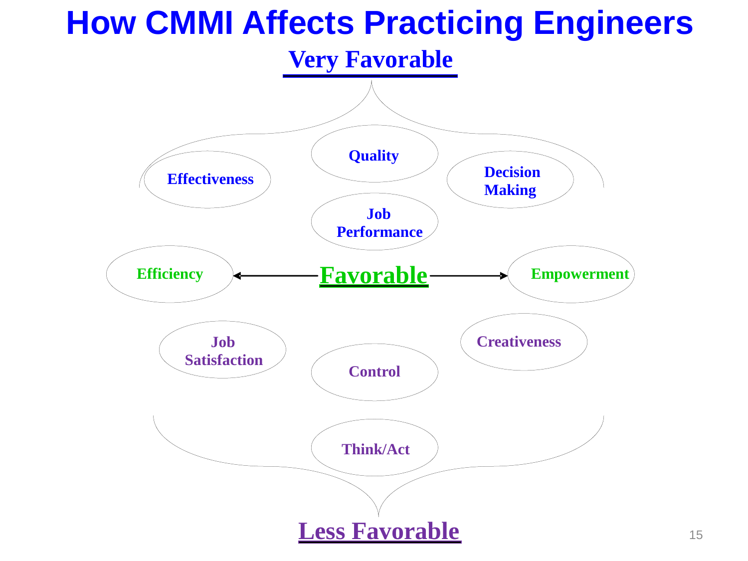# How CMMI Affects Practicing Engineers

## Very Favorable

- Effectiveness
- Quality
- Decision Making
- Job Performance

## Favorable

- Efficiency
- Empowerment

## Less Favorable

- Job Satisfaction
- Control
- Creativeness
- Think/Act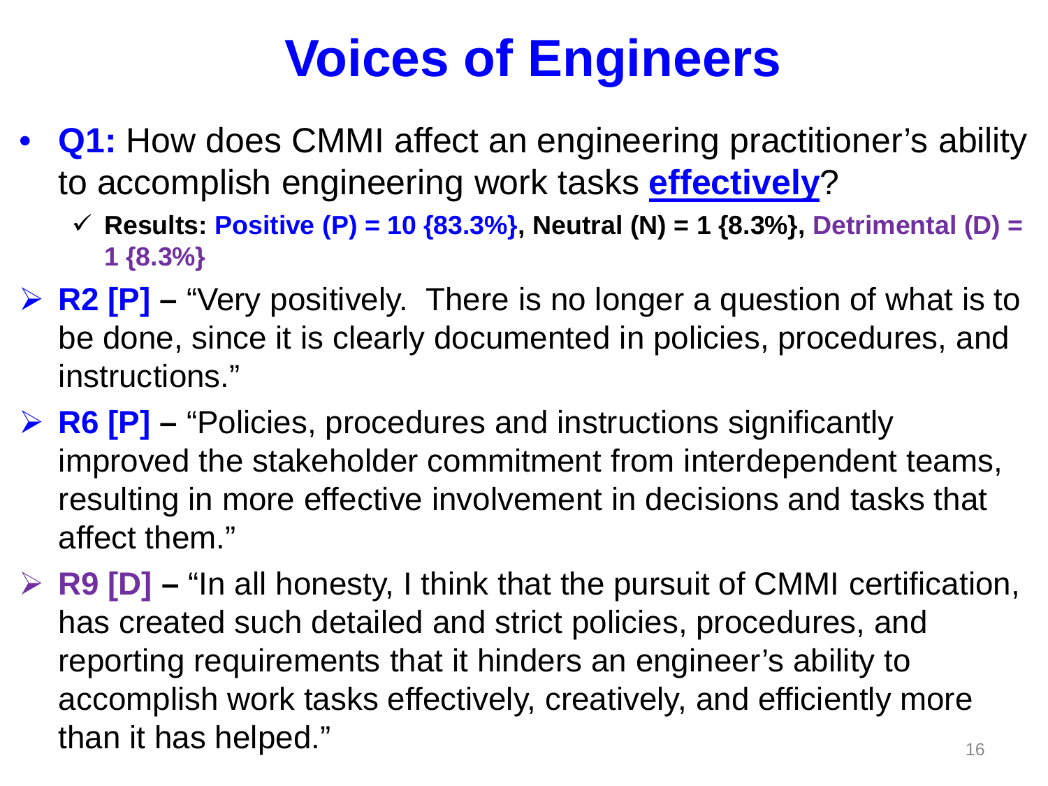# Voices of Engineers

- **Q1:** How does CMMI affect an engineering practitioner's ability to accomplish engineering work tasks **effectively**?
  - ✓ **Results: Positive (P) = 10 {83.3%}, Neutral (N) = 1 {8.3%}, Detrimental (D) = 1 {8.3%}**

- **R2 [P] –** "Very positively. There is no longer a question of what is to be done, since it is clearly documented in policies, procedures, and instructions."

- **R6 [P] –** "Policies, procedures and instructions significantly improved the stakeholder commitment from interdependent teams, resulting in more effective involvement in decisions and tasks that affect them."

- **R9 [D] –** "In all honesty, I think that the pursuit of CMMI certification, has created such detailed and strict policies, procedures, and reporting requirements that it hinders an engineer's ability to accomplish work tasks effectively, creatively, and efficiently more than it has helped."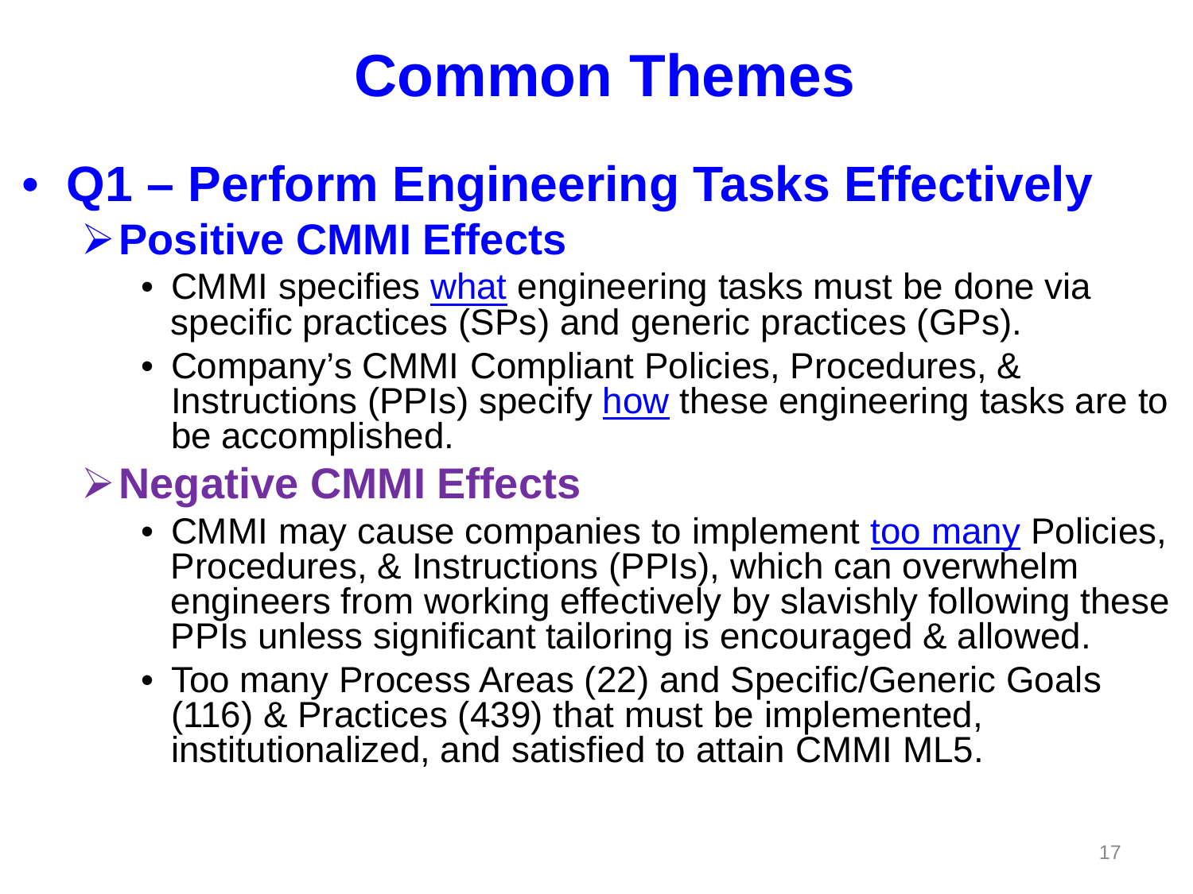# Common Themes

- **Q1 – Perform Engineering Tasks Effectively**
  - **Positive CMMI Effects**
    - CMMI specifies what engineering tasks must be done via specific practices (SPs) and generic practices (GPs).
    - Company's CMMI Compliant Policies, Procedures, & Instructions (PPIs) specify how these engineering tasks are to be accomplished.
  - **Negative CMMI Effects**
    - CMMI may cause companies to implement too many Policies, Procedures, & Instructions (PPIs), which can overwhelm engineers from working effectively by slavishly following these PPIs unless significant tailoring is encouraged & allowed.
    - Too many Process Areas (22) and Specific/Generic Goals (116) & Practices (439) that must be implemented, institutionalized, and satisfied to attain CMMI ML5.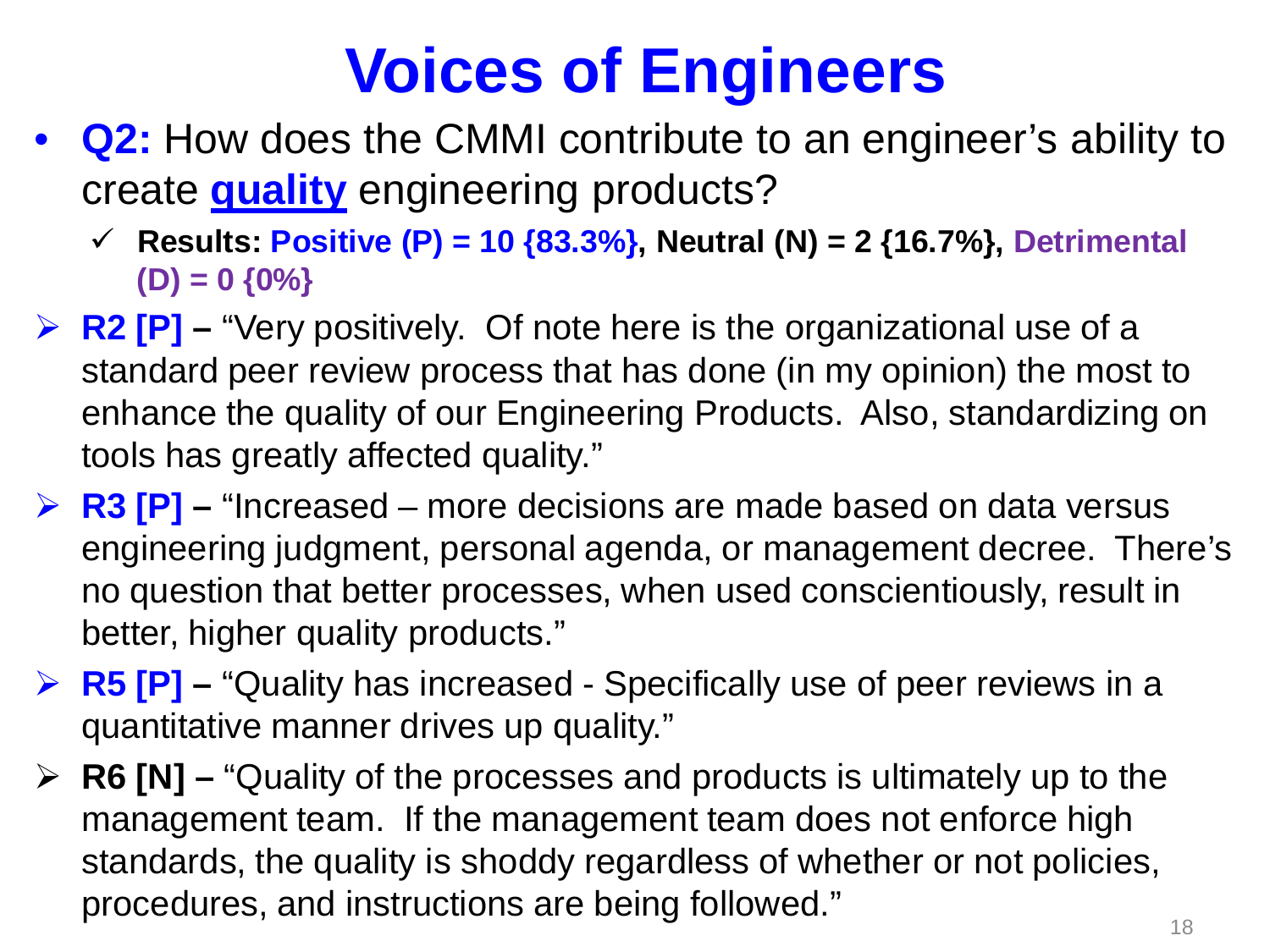# Voices of Engineers

- **Q2:** How does the CMMI contribute to an engineer's ability to create **quality** engineering products?
  - ✓ **Results: Positive (P) = 10 {83.3%}, Neutral (N) = 2 {16.7%}, Detrimental (D) = 0 {0%}**

- **R2 [P] –** "Very positively. Of note here is the organizational use of a standard peer review process that has done (in my opinion) the most to enhance the quality of our Engineering Products. Also, standardizing on tools has greatly affected quality."
- **R3 [P] –** "Increased – more decisions are made based on data versus engineering judgment, personal agenda, or management decree. There's no question that better processes, when used conscientiously, result in better, higher quality products."
- **R5 [P] –** "Quality has increased - Specifically use of peer reviews in a quantitative manner drives up quality."
- **R6 [N] –** "Quality of the processes and products is ultimately up to the management team. If the management team does not enforce high standards, the quality is shoddy regardless of whether or not policies, procedures, and instructions are being followed."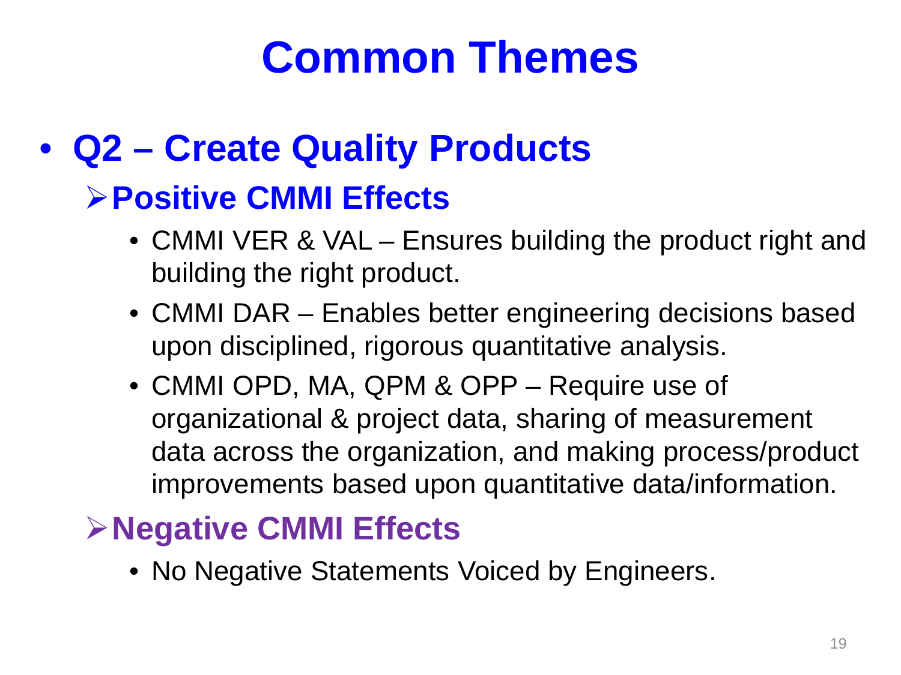# Common Themes

- **Q2 – Create Quality Products**
  - **Positive CMMI Effects**
    - CMMI VER & VAL – Ensures building the product right and building the right product.
    - CMMI DAR – Enables better engineering decisions based upon disciplined, rigorous quantitative analysis.
    - CMMI OPD, MA, QPM & OPP – Require use of organizational & project data, sharing of measurement data across the organization, and making process/product improvements based upon quantitative data/information.
  - **Negative CMMI Effects**
    - No Negative Statements Voiced by Engineers.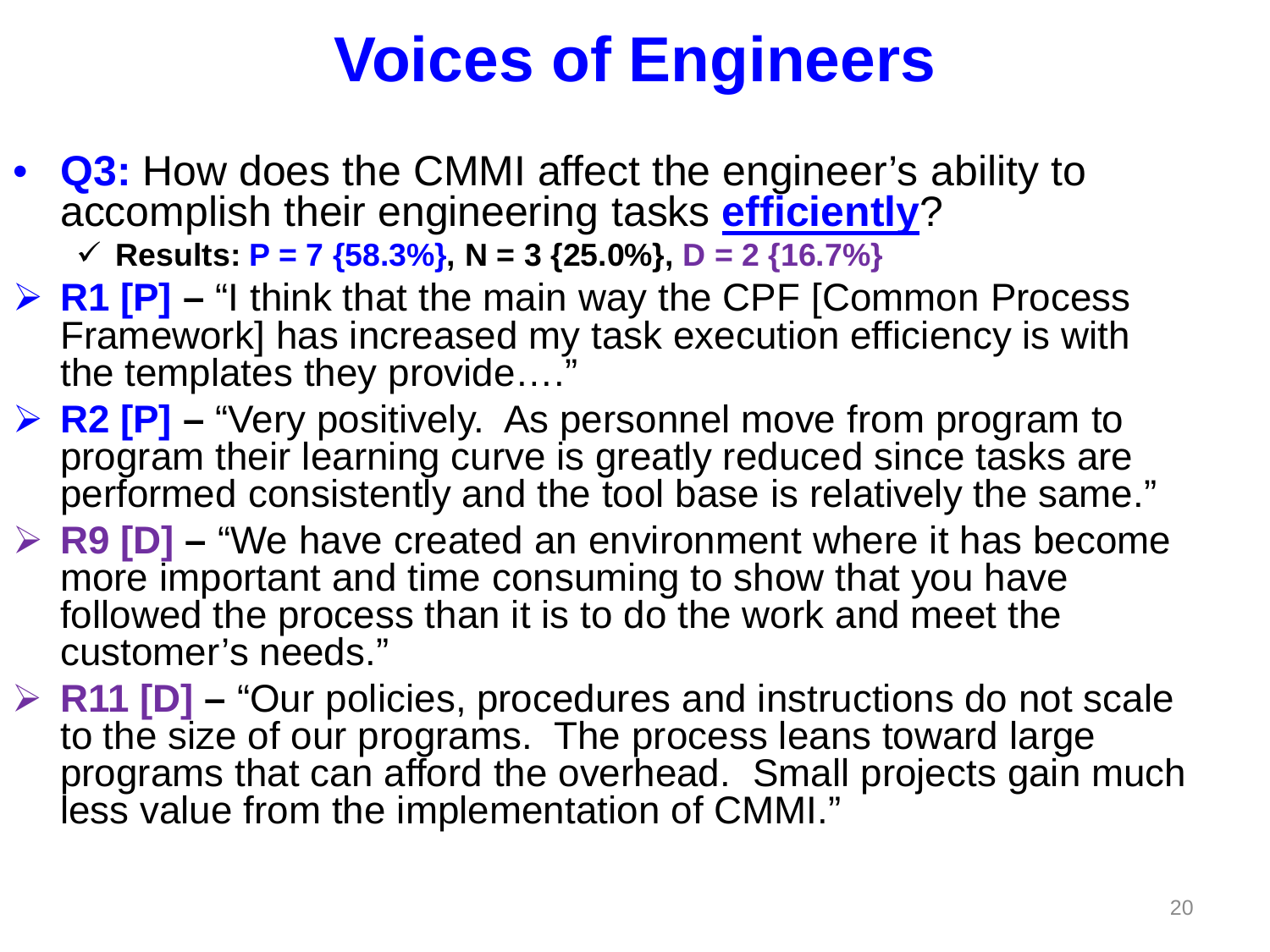# Voices of Engineers

- **Q3:** How does the CMMI affect the engineer's ability to accomplish their engineering tasks **efficiently**?
  - ✓ **Results: P = 7 {58.3%}, N = 3 {25.0%}, D = 2 {16.7%}**

- **R1 [P] –** "I think that the main way the CPF [Common Process Framework] has increased my task execution efficiency is with the templates they provide…."
- **R2 [P] –** "Very positively. As personnel move from program to program their learning curve is greatly reduced since tasks are performed consistently and the tool base is relatively the same."
- **R9 [D] –** "We have created an environment where it has become more important and time consuming to show that you have followed the process than it is to do the work and meet the customer's needs."
- **R11 [D] –** "Our policies, procedures and instructions do not scale to the size of our programs. The process leans toward large programs that can afford the overhead. Small projects gain much less value from the implementation of CMMI."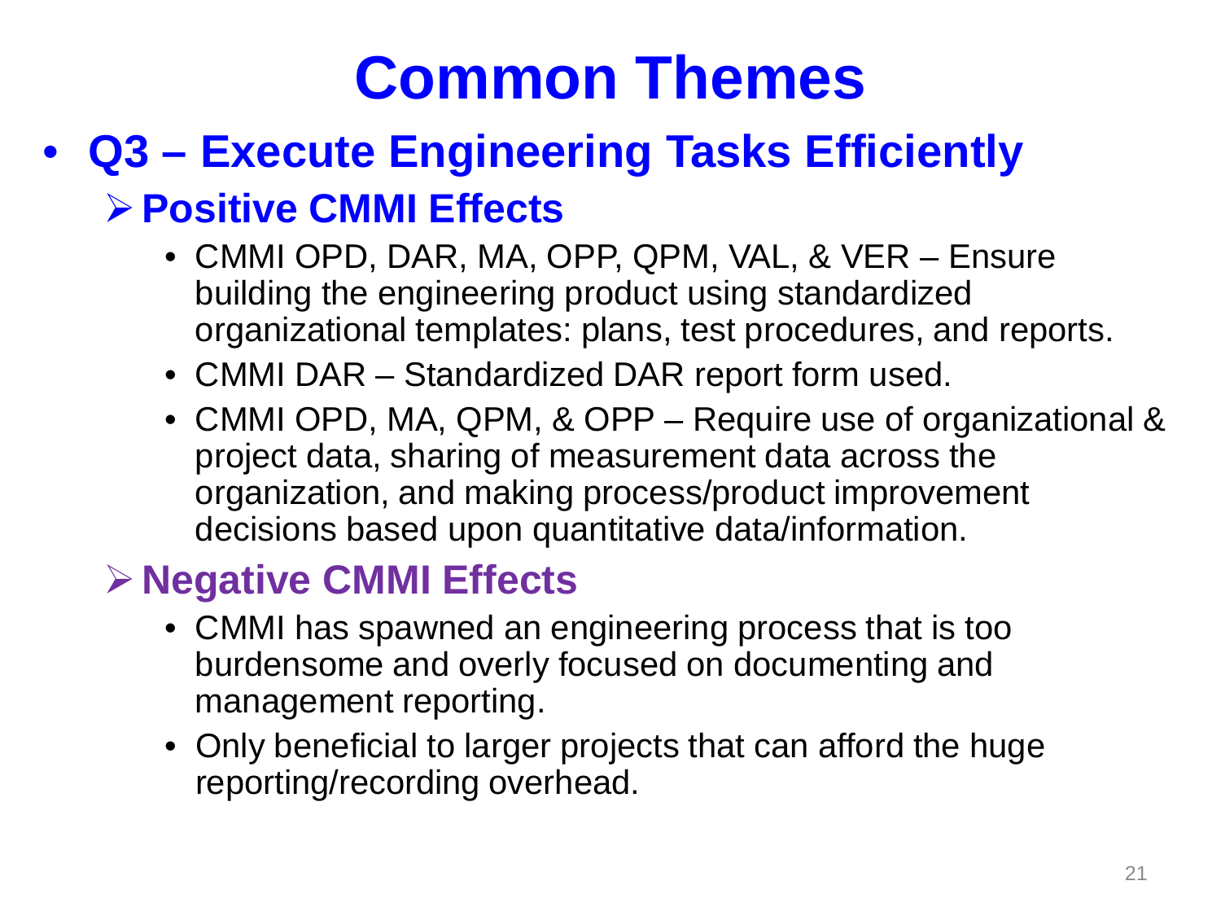# Common Themes

- **Q3 – Execute Engineering Tasks Efficiently**
  - **Positive CMMI Effects**
    - CMMI OPD, DAR, MA, OPP, QPM, VAL, & VER – Ensure building the engineering product using standardized organizational templates: plans, test procedures, and reports.
    - CMMI DAR – Standardized DAR report form used.
    - CMMI OPD, MA, QPM, & OPP – Require use of organizational & project data, sharing of measurement data across the organization, and making process/product improvement decisions based upon quantitative data/information.
  - **Negative CMMI Effects**
    - CMMI has spawned an engineering process that is too burdensome and overly focused on documenting and management reporting.
    - Only beneficial to larger projects that can afford the huge reporting/recording overhead.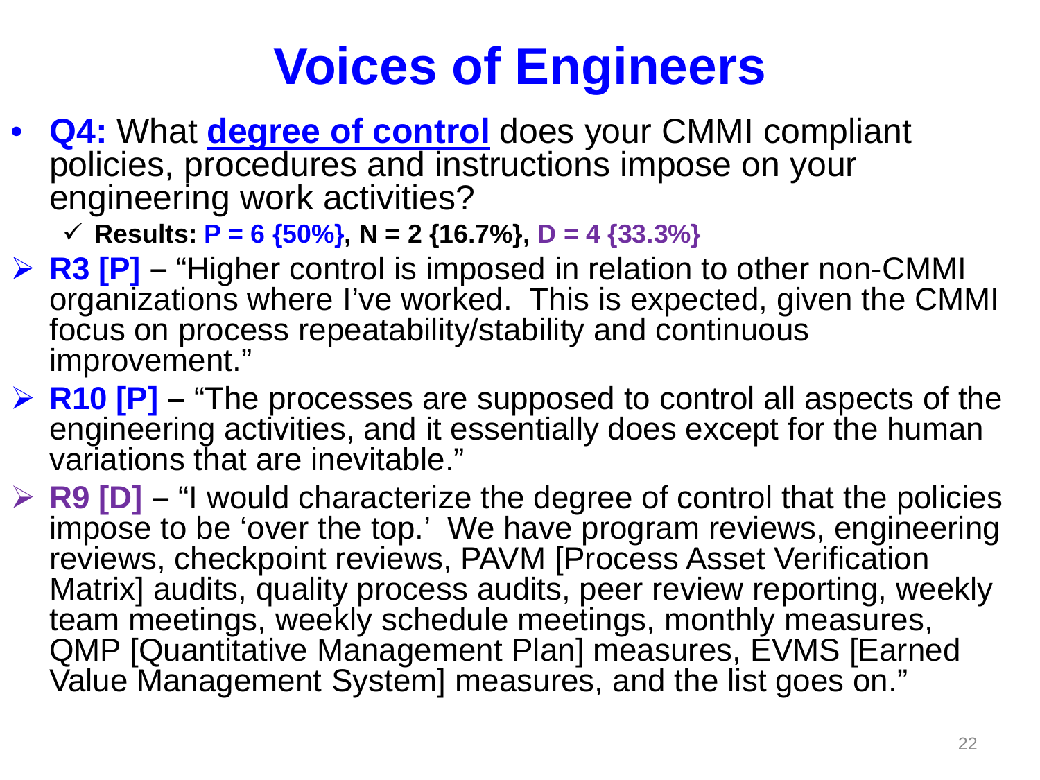# Voices of Engineers

- **Q4:** What **degree of control** does your CMMI compliant policies, procedures and instructions impose on your engineering work activities?
  - ✓ **Results: P = 6 {50%}, N = 2 {16.7%}, D = 4 {33.3%}**
- **R3 [P] –** "Higher control is imposed in relation to other non-CMMI organizations where I've worked. This is expected, given the CMMI focus on process repeatability/stability and continuous improvement."
- **R10 [P] –** "The processes are supposed to control all aspects of the engineering activities, and it essentially does except for the human variations that are inevitable."
- **R9 [D] –** "I would characterize the degree of control that the policies impose to be 'over the top.' We have program reviews, engineering reviews, checkpoint reviews, PAVM [Process Asset Verification Matrix] audits, quality process audits, peer review reporting, weekly team meetings, weekly schedule meetings, monthly measures, QMP [Quantitative Management Plan] measures, EVMS [Earned Value Management System] measures, and the list goes on."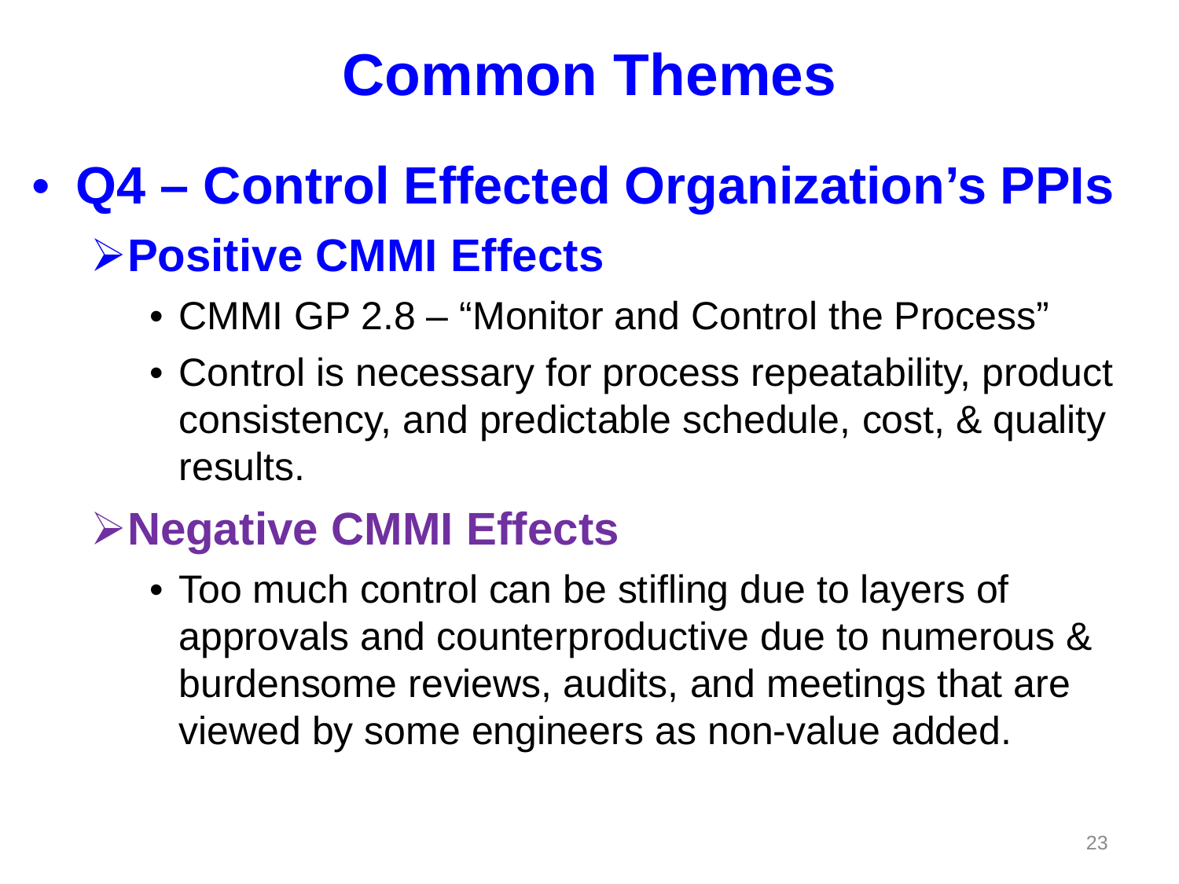# Common Themes

- **Q4 – Control Effected Organization's PPIs**
  - **Positive CMMI Effects**
    - CMMI GP 2.8 – "Monitor and Control the Process"
    - Control is necessary for process repeatability, product consistency, and predictable schedule, cost, & quality results.
  - **Negative CMMI Effects**
    - Too much control can be stifling due to layers of approvals and counterproductive due to numerous & burdensome reviews, audits, and meetings that are viewed by some engineers as non-value added.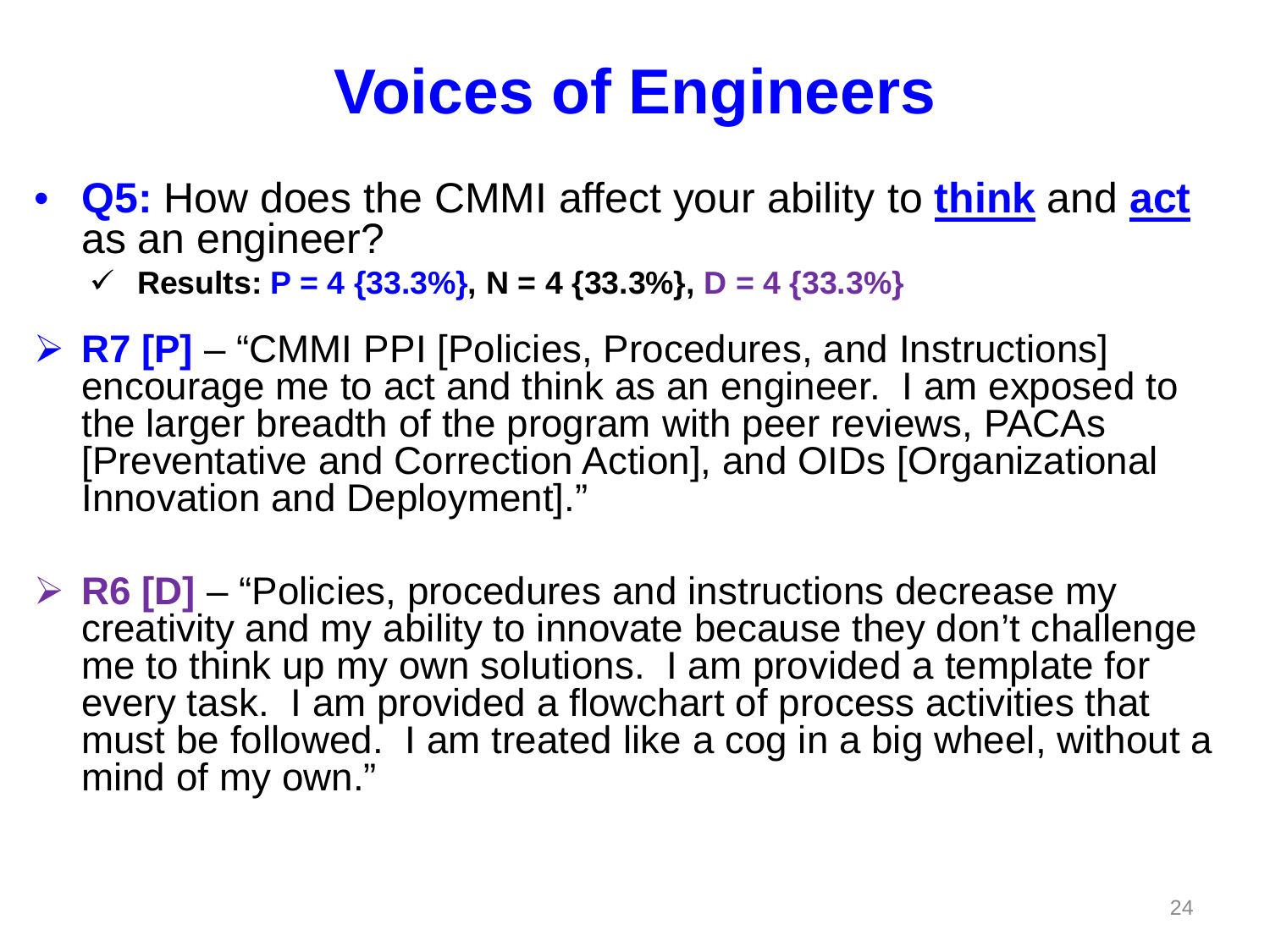# Voices of Engineers

- **Q5:** How does the CMMI affect your ability to **think** and **act** as an engineer?
  - ✓ **Results: P = 4 {33.3%}, N = 4 {33.3%}, D = 4 {33.3%}**

➢ **R7 [P]** – "CMMI PPI [Policies, Procedures, and Instructions] encourage me to act and think as an engineer. I am exposed to the larger breadth of the program with peer reviews, PACAs [Preventative and Correction Action], and OIDs [Organizational Innovation and Deployment]."

➢ **R6 [D]** – "Policies, procedures and instructions decrease my creativity and my ability to innovate because they don't challenge me to think up my own solutions. I am provided a template for every task. I am provided a flowchart of process activities that must be followed. I am treated like a cog in a big wheel, without a mind of my own."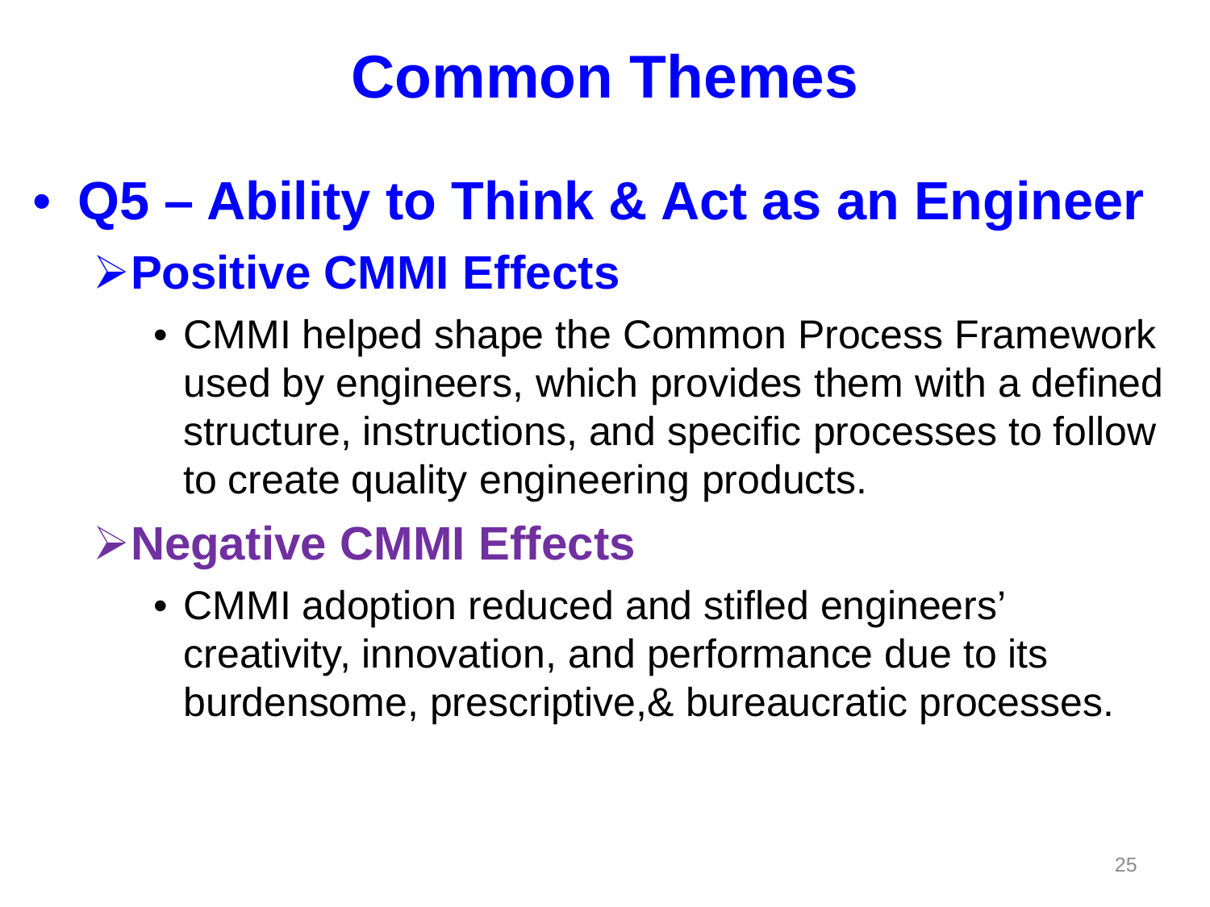# Common Themes

- **Q5 – Ability to Think & Act as an Engineer**
  - **Positive CMMI Effects**
    - CMMI helped shape the Common Process Framework used by engineers, which provides them with a defined structure, instructions, and specific processes to follow to create quality engineering products.
  - **Negative CMMI Effects**
    - CMMI adoption reduced and stifled engineers' creativity, innovation, and performance due to its burdensome, prescriptive,& bureaucratic processes.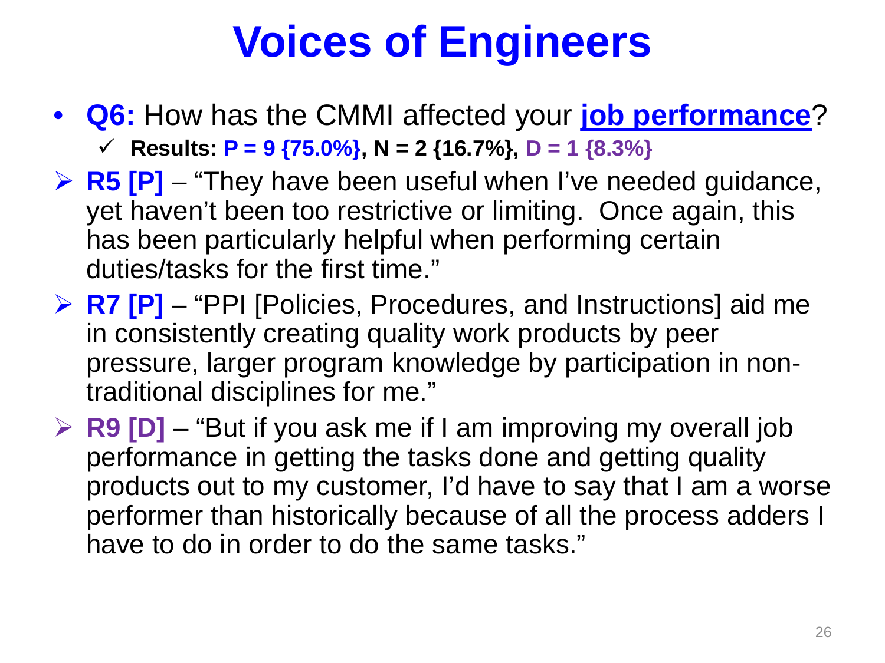# Voices of Engineers

- **Q6:** How has the CMMI affected your **job performance**?
  - ✓ **Results: P = 9 {75.0%}, N = 2 {16.7%}, D = 1 {8.3%}**

➢ **R5 [P]** – "They have been useful when I've needed guidance, yet haven't been too restrictive or limiting. Once again, this has been particularly helpful when performing certain duties/tasks for the first time."

➢ **R7 [P]** – "PPI [Policies, Procedures, and Instructions] aid me in consistently creating quality work products by peer pressure, larger program knowledge by participation in non-traditional disciplines for me."

➢ **R9 [D]** – "But if you ask me if I am improving my overall job performance in getting the tasks done and getting quality products out to my customer, I'd have to say that I am a worse performer than historically because of all the process adders I have to do in order to do the same tasks."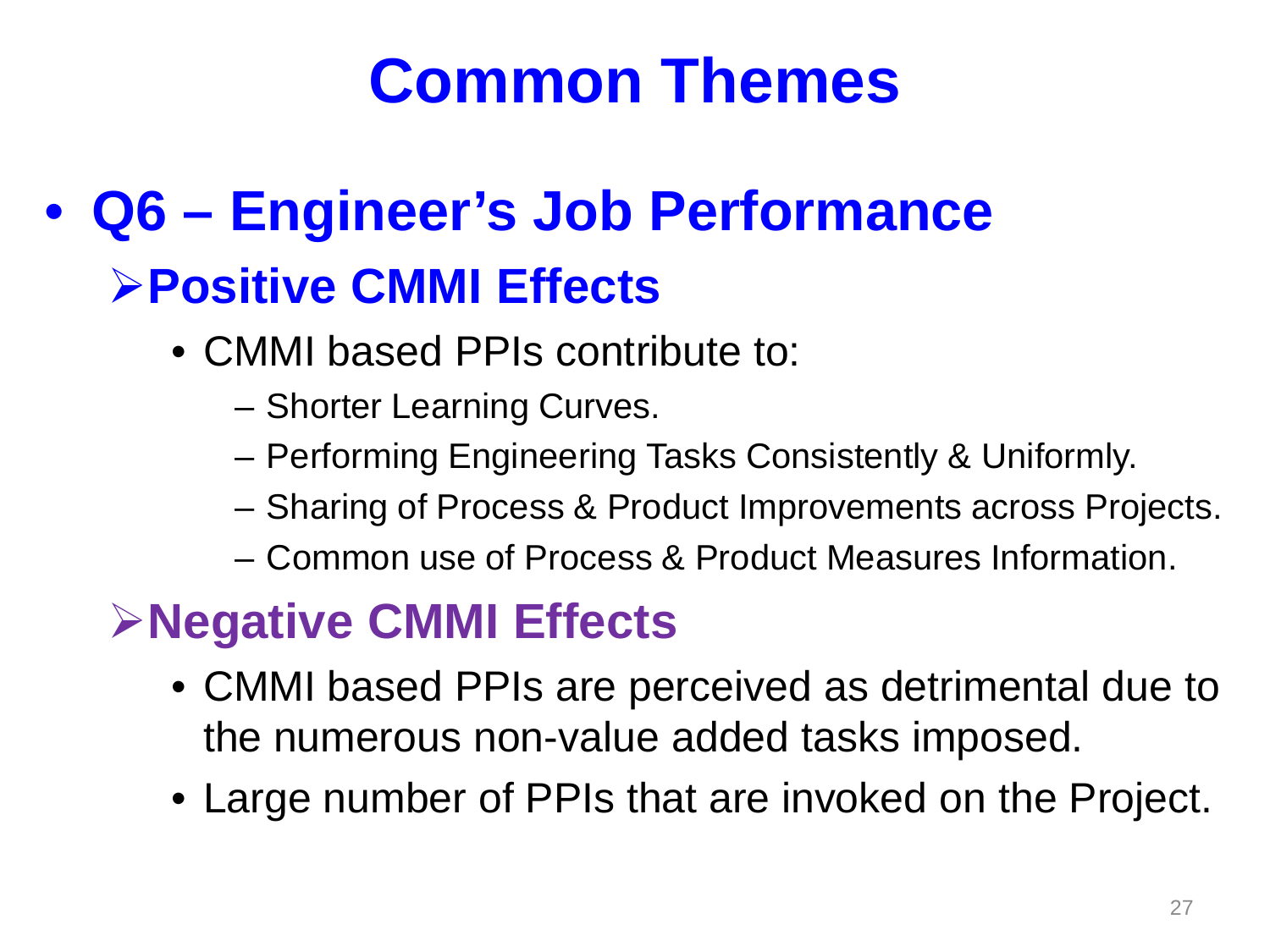# Common Themes

- **Q6 – Engineer's Job Performance**
  - **Positive CMMI Effects**
    - CMMI based PPIs contribute to:
      - Shorter Learning Curves.
      - Performing Engineering Tasks Consistently & Uniformly.
      - Sharing of Process & Product Improvements across Projects.
      - Common use of Process & Product Measures Information.
  - **Negative CMMI Effects**
    - CMMI based PPIs are perceived as detrimental due to the numerous non-value added tasks imposed.
    - Large number of PPIs that are invoked on the Project.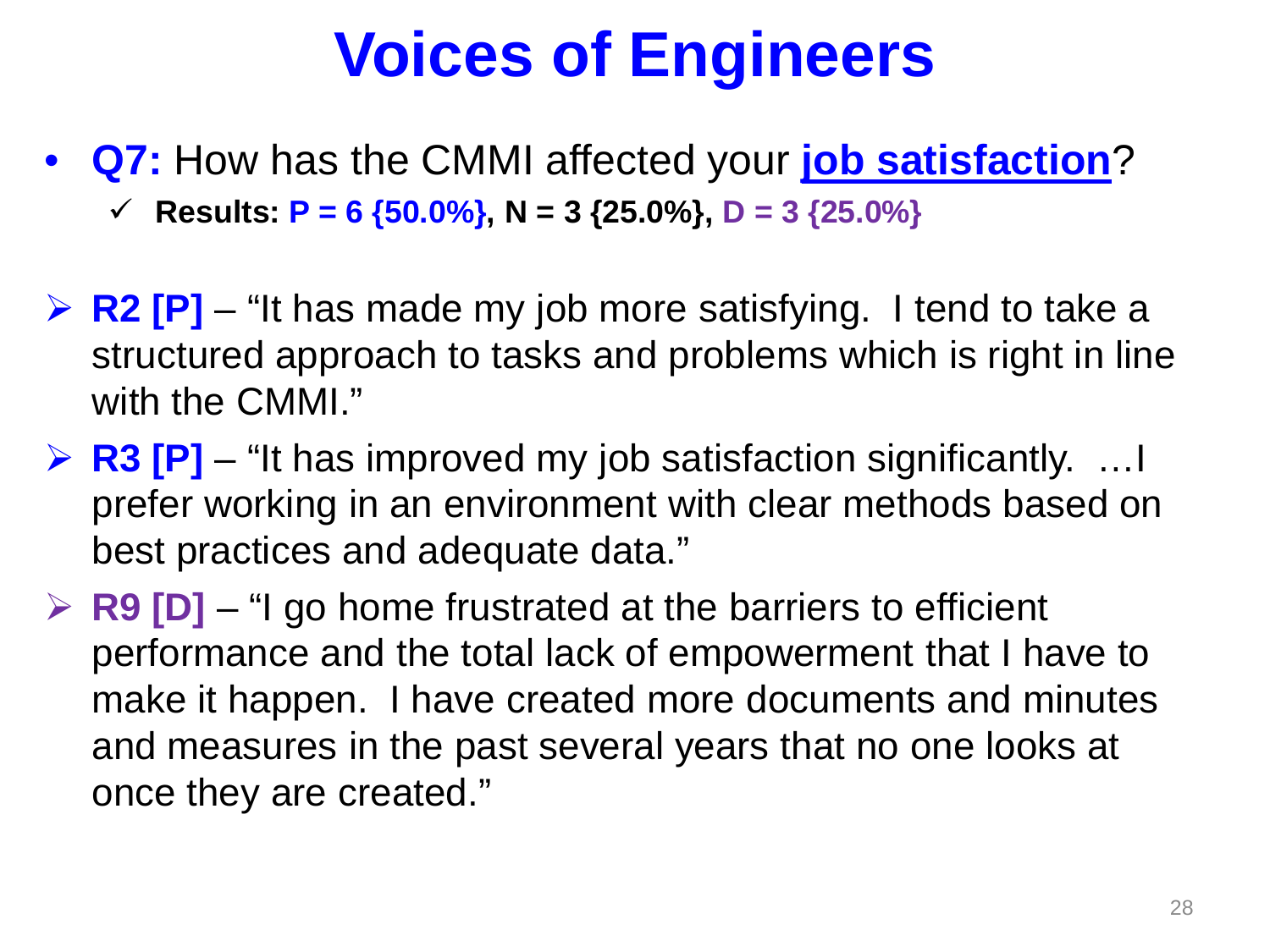# Voices of Engineers

- **Q7:** How has the CMMI affected your **job satisfaction**?
  - ✓ **Results: P = 6 {50.0%}, N = 3 {25.0%}, D = 3 {25.0%}**

- **R2 [P]** – "It has made my job more satisfying. I tend to take a structured approach to tasks and problems which is right in line with the CMMI."
- **R3 [P]** – "It has improved my job satisfaction significantly. …I prefer working in an environment with clear methods based on best practices and adequate data."
- **R9 [D]** – "I go home frustrated at the barriers to efficient performance and the total lack of empowerment that I have to make it happen. I have created more documents and minutes and measures in the past several years that no one looks at once they are created."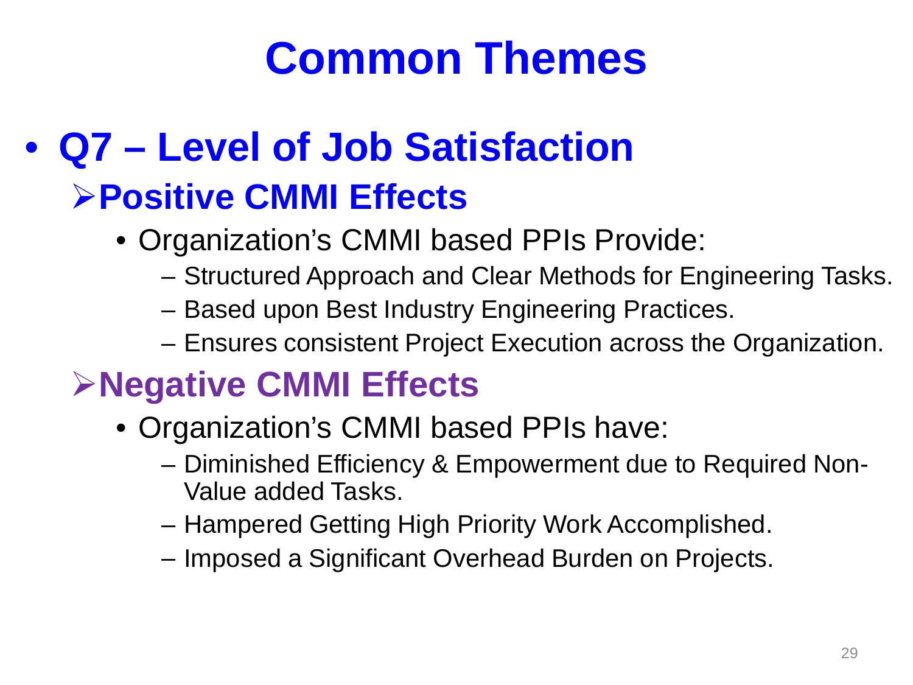# Common Themes

- **Q7 – Level of Job Satisfaction**
  - **Positive CMMI Effects**
    - Organization's CMMI based PPIs Provide:
      - Structured Approach and Clear Methods for Engineering Tasks.
      - Based upon Best Industry Engineering Practices.
      - Ensures consistent Project Execution across the Organization.
  - **Negative CMMI Effects**
    - Organization's CMMI based PPIs have:
      - Diminished Efficiency & Empowerment due to Required Non-Value added Tasks.
      - Hampered Getting High Priority Work Accomplished.
      - Imposed a Significant Overhead Burden on Projects.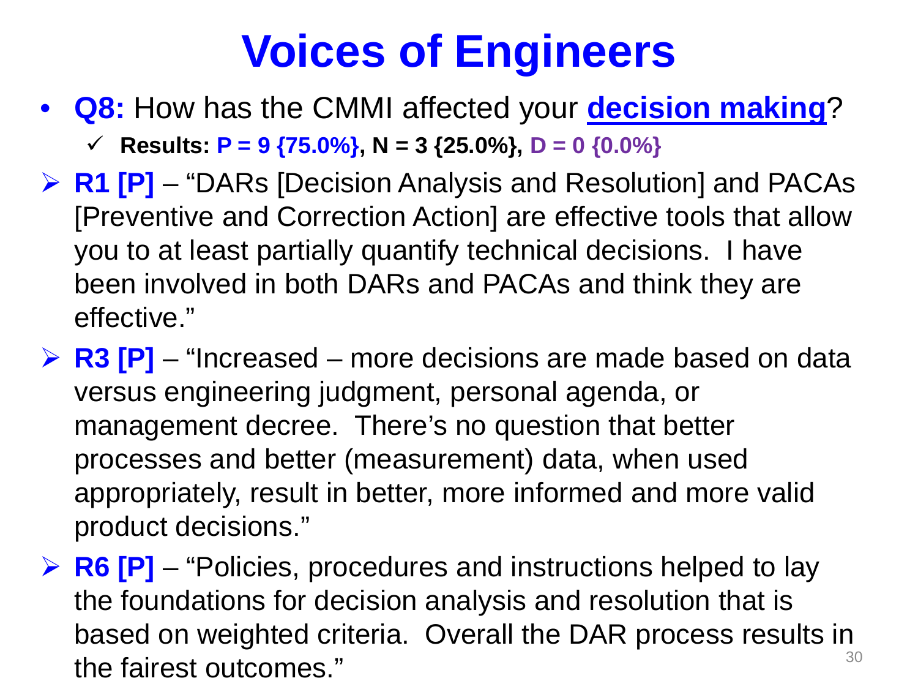# Voices of Engineers

- **Q8:** How has the CMMI affected your **decision making**?
  - ✓ **Results: P = 9 {75.0%}, N = 3 {25.0%}, D = 0 {0.0%}**

- **R1 [P]** – "DARs [Decision Analysis and Resolution] and PACAs [Preventive and Correction Action] are effective tools that allow you to at least partially quantify technical decisions. I have been involved in both DARs and PACAs and think they are effective."

- **R3 [P]** – "Increased – more decisions are made based on data versus engineering judgment, personal agenda, or management decree. There's no question that better processes and better (measurement) data, when used appropriately, result in better, more informed and more valid product decisions."

- **R6 [P]** – "Policies, procedures and instructions helped to lay the foundations for decision analysis and resolution that is based on weighted criteria. Overall the DAR process results in the fairest outcomes."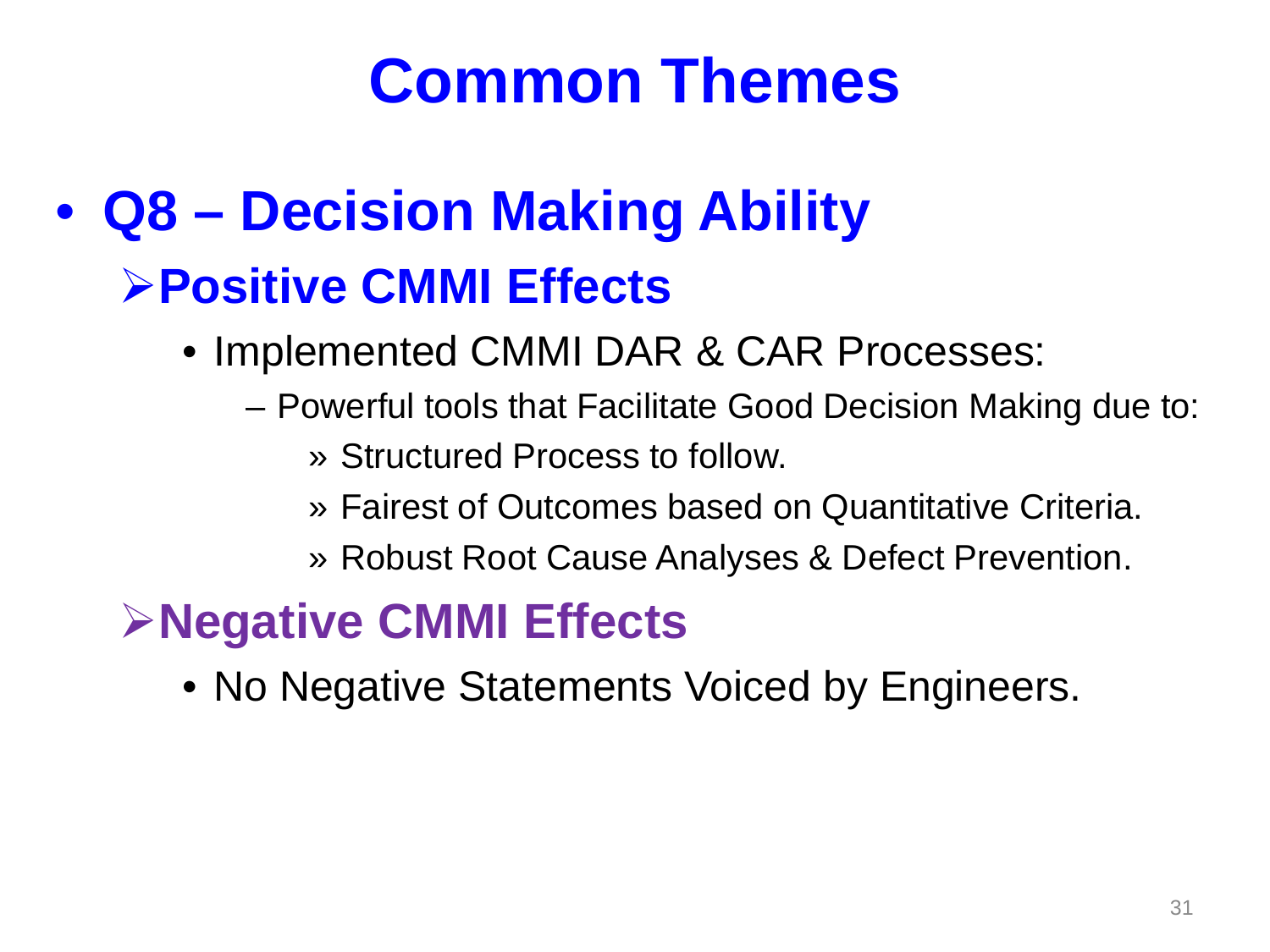# Common Themes

- **Q8 – Decision Making Ability**
  - **Positive CMMI Effects**
    - Implemented CMMI DAR & CAR Processes:
      - Powerful tools that Facilitate Good Decision Making due to:
        - Structured Process to follow.
        - Fairest of Outcomes based on Quantitative Criteria.
        - Robust Root Cause Analyses & Defect Prevention.
  - **Negative CMMI Effects**
    - No Negative Statements Voiced by Engineers.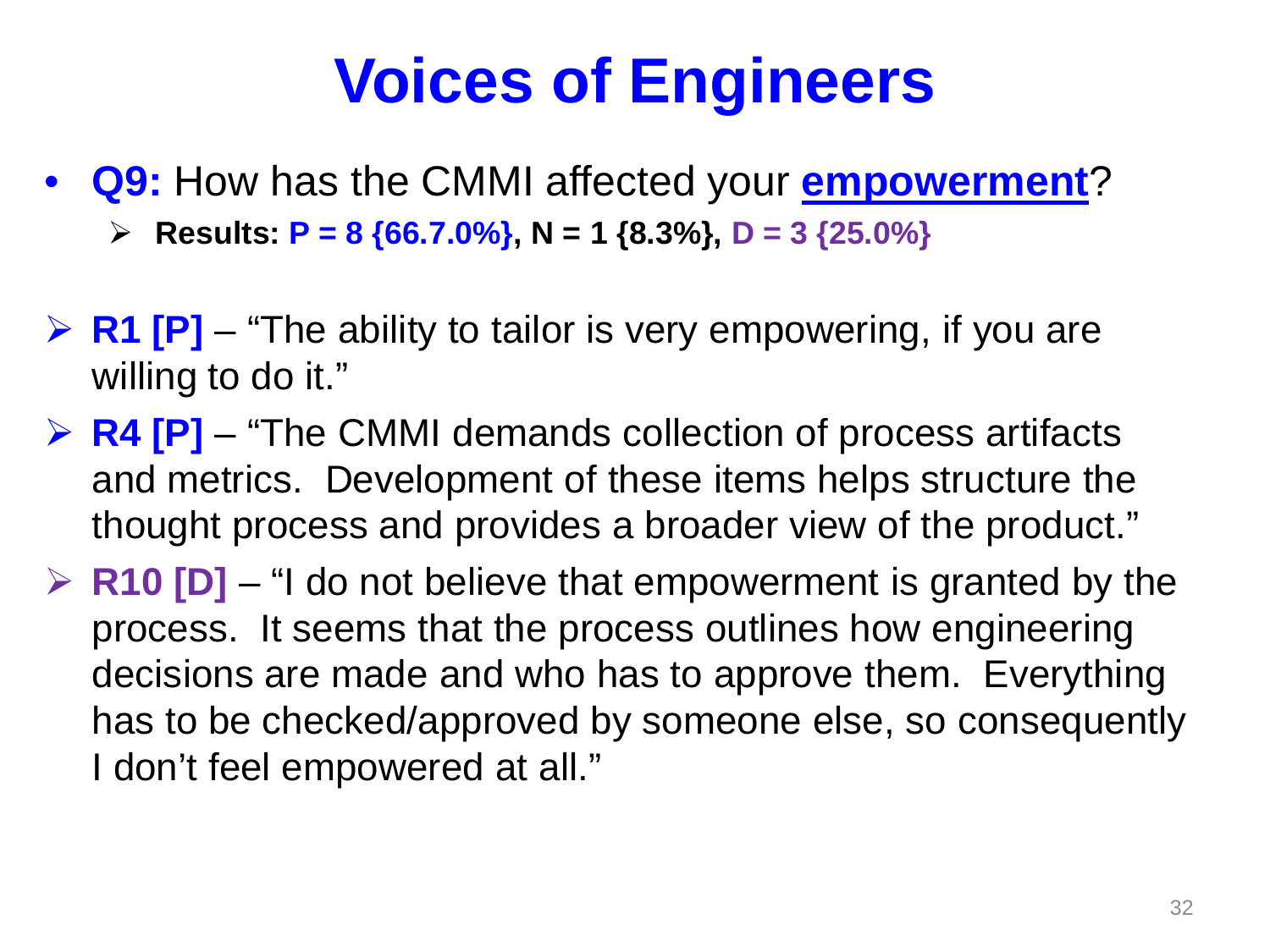# Voices of Engineers

- **Q9:** How has the CMMI affected your **empowerment**?
  - **Results: P = 8 {66.7.0%}, N = 1 {8.3%}, D = 3 {25.0%}**

- **R1 [P]** – "The ability to tailor is very empowering, if you are willing to do it."
- **R4 [P]** – "The CMMI demands collection of process artifacts and metrics. Development of these items helps structure the thought process and provides a broader view of the product."
- **R10 [D]** – "I do not believe that empowerment is granted by the process. It seems that the process outlines how engineering decisions are made and who has to approve them. Everything has to be checked/approved by someone else, so consequently I don't feel empowered at all."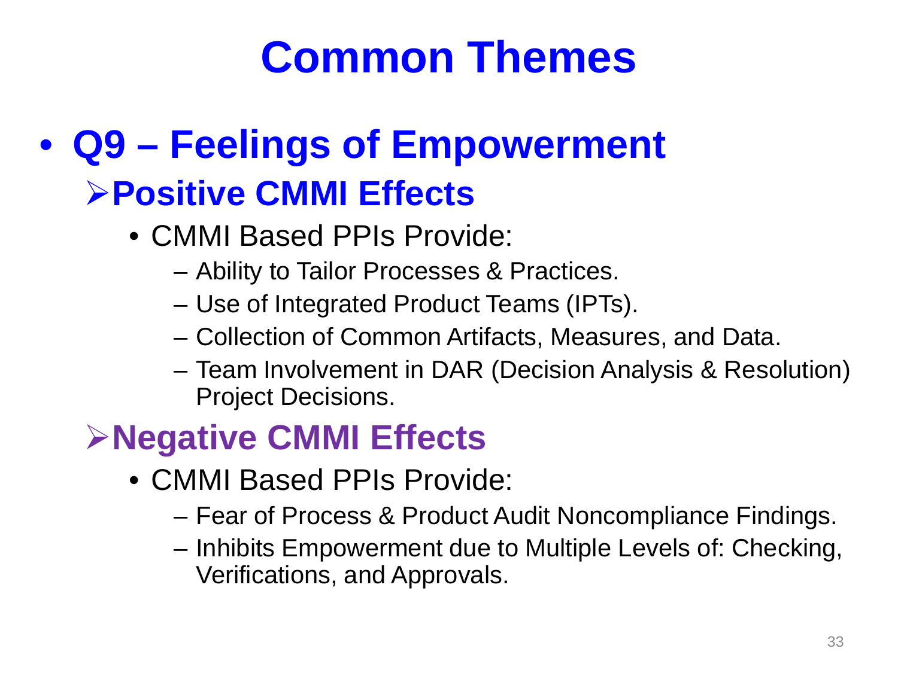# Common Themes

- **Q9 – Feelings of Empowerment**
  - **Positive CMMI Effects**
    - CMMI Based PPIs Provide:
      - Ability to Tailor Processes & Practices.
      - Use of Integrated Product Teams (IPTs).
      - Collection of Common Artifacts, Measures, and Data.
      - Team Involvement in DAR (Decision Analysis & Resolution) Project Decisions.
  - **Negative CMMI Effects**
    - CMMI Based PPIs Provide:
      - Fear of Process & Product Audit Noncompliance Findings.
      - Inhibits Empowerment due to Multiple Levels of: Checking, Verifications, and Approvals.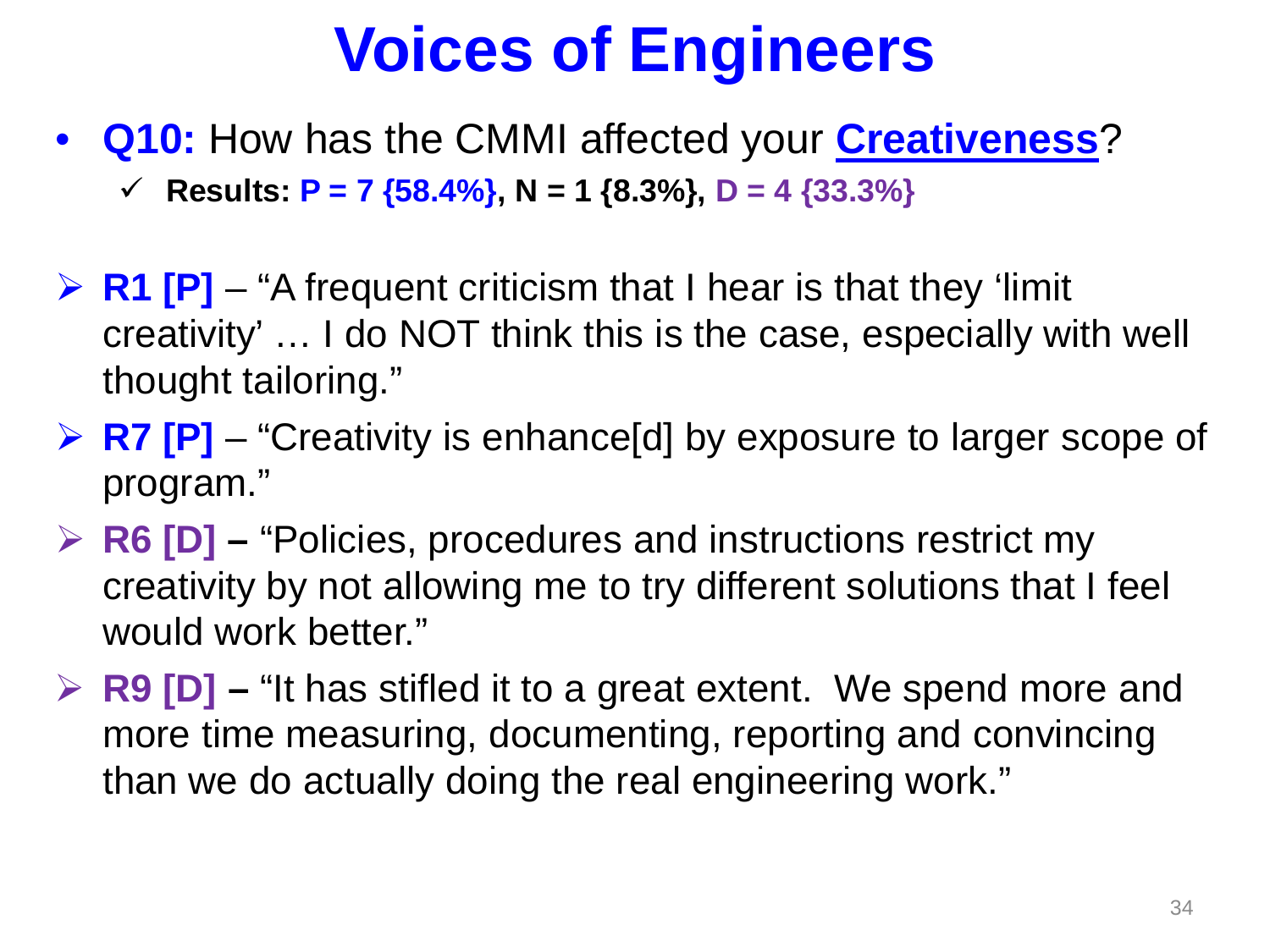# Voices of Engineers

- **Q10:** How has the CMMI affected your **Creativeness**?
  - ✓ **Results: P = 7 {58.4%}, N = 1 {8.3%}, D = 4 {33.3%}**

- **R1 [P]** – “A frequent criticism that I hear is that they ‘limit creativity’ … I do NOT think this is the case, especially with well thought tailoring.”
- **R7 [P]** – “Creativity is enhance[d] by exposure to larger scope of program.”
- **R6 [D] –** “Policies, procedures and instructions restrict my creativity by not allowing me to try different solutions that I feel would work better.”
- **R9 [D] –** “It has stifled it to a great extent. We spend more and more time measuring, documenting, reporting and convincing than we do actually doing the real engineering work.”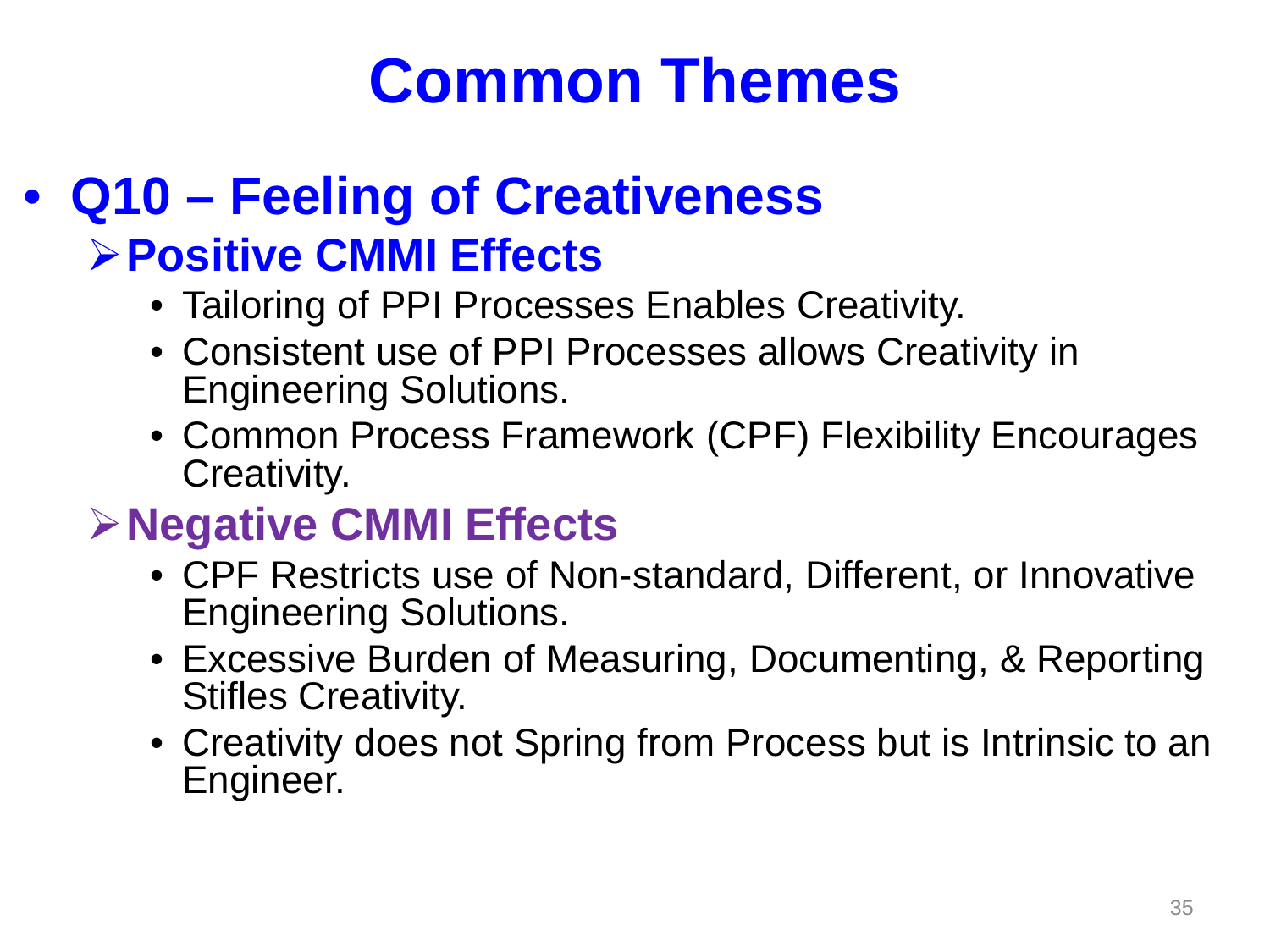# Common Themes

- **Q10 – Feeling of Creativeness**
  - **Positive CMMI Effects**
    - Tailoring of PPI Processes Enables Creativity.
    - Consistent use of PPI Processes allows Creativity in Engineering Solutions.
    - Common Process Framework (CPF) Flexibility Encourages Creativity.
  - **Negative CMMI Effects**
    - CPF Restricts use of Non-standard, Different, or Innovative Engineering Solutions.
    - Excessive Burden of Measuring, Documenting, & Reporting Stifles Creativity.
    - Creativity does not Spring from Process but is Intrinsic to an Engineer.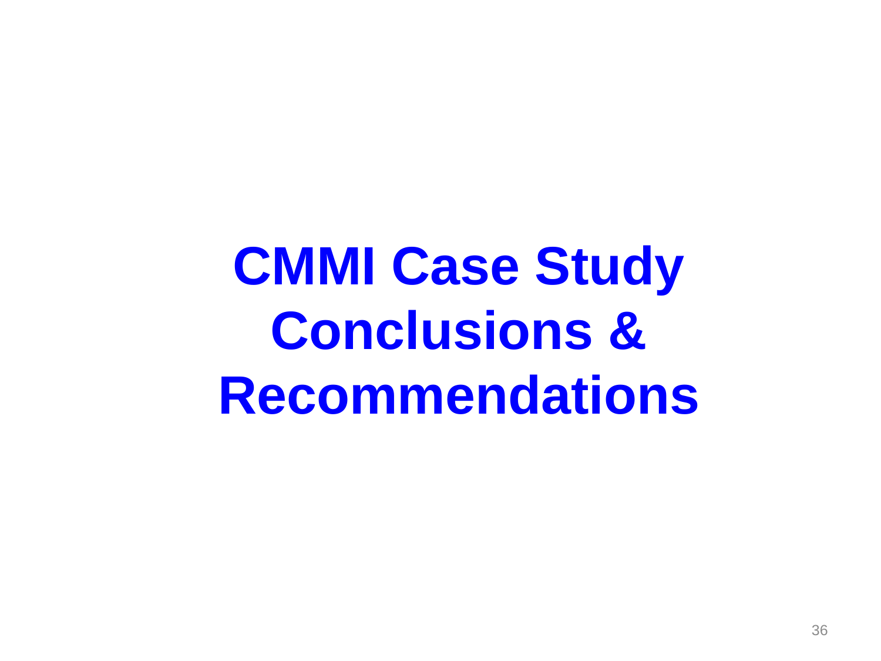# CMMI Case Study Conclusions & Recommendations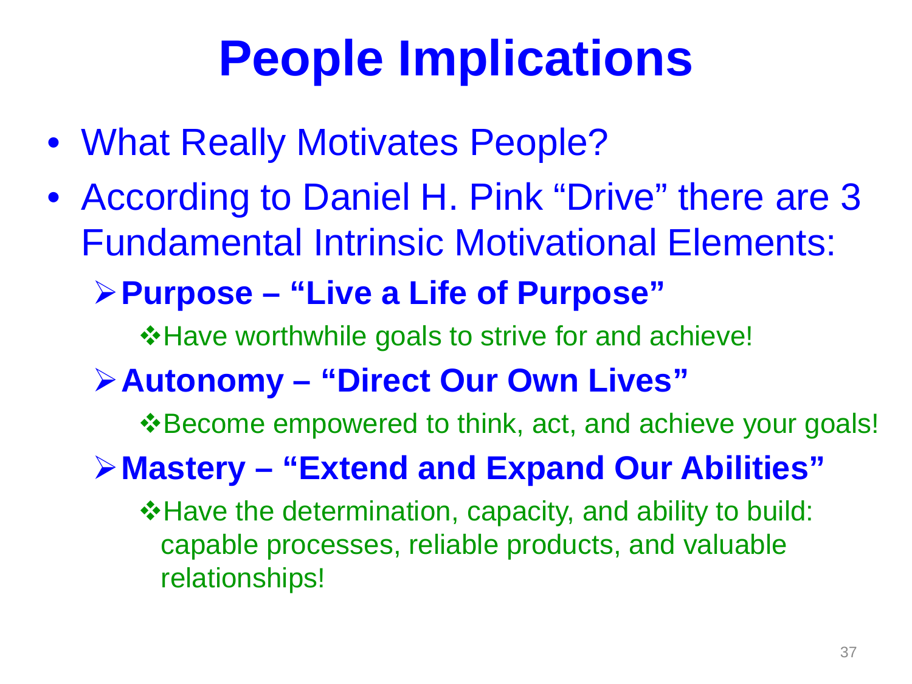# People Implications

- What Really Motivates People?
- According to Daniel H. Pink “Drive” there are 3 Fundamental Intrinsic Motivational Elements:
  - **Purpose – “Live a Life of Purpose”**
    - Have worthwhile goals to strive for and achieve!
  - **Autonomy – “Direct Our Own Lives”**
    - Become empowered to think, act, and achieve your goals!
  - **Mastery – “Extend and Expand Our Abilities”**
    - Have the determination, capacity, and ability to build: capable processes, reliable products, and valuable relationships!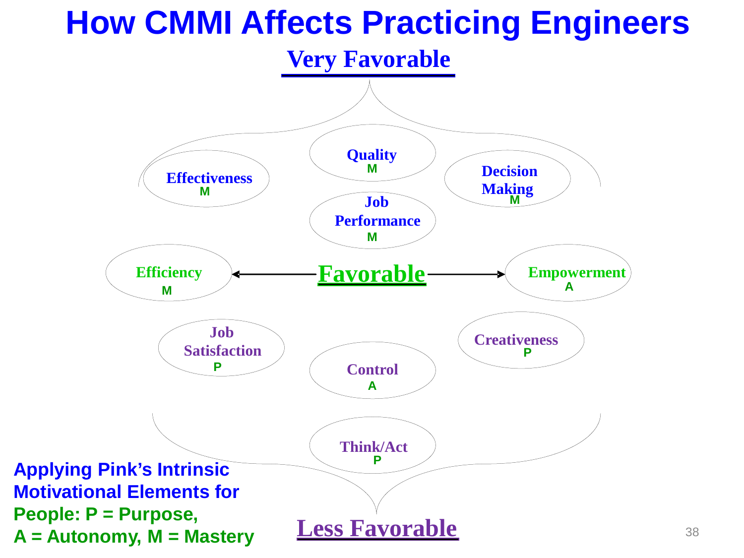# How CMMI Affects Practicing Engineers

**Very Favorable**

- Effectiveness — M
- Quality — M
- Decision Making — M
- Job Performance — M

**Favorable**

- Efficiency — M
- Empowerment — A

**Less Favorable**

- Job Satisfaction — P
- Creativeness — P
- Control — A
- Think/Act — P

**Applying Pink's Intrinsic Motivational Elements for People: P = Purpose, A = Autonomy, M = Mastery**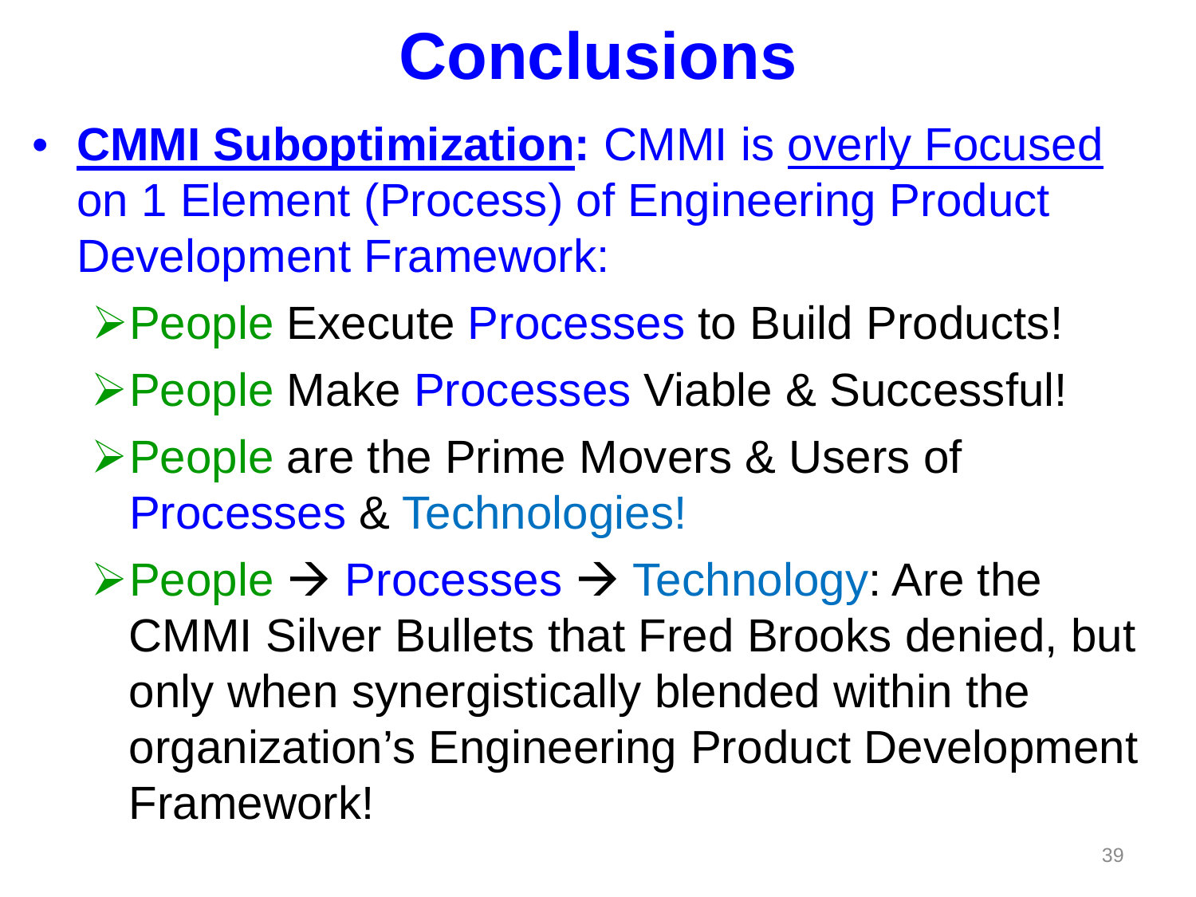# Conclusions

- **CMMI Suboptimization:** CMMI is overly Focused on 1 Element (Process) of Engineering Product Development Framework:
  - People Execute Processes to Build Products!
  - People Make Processes Viable & Successful!
  - People are the Prime Movers & Users of Processes & Technologies!
  - People → Processes → Technology: Are the CMMI Silver Bullets that Fred Brooks denied, but only when synergistically blended within the organization's Engineering Product Development Framework!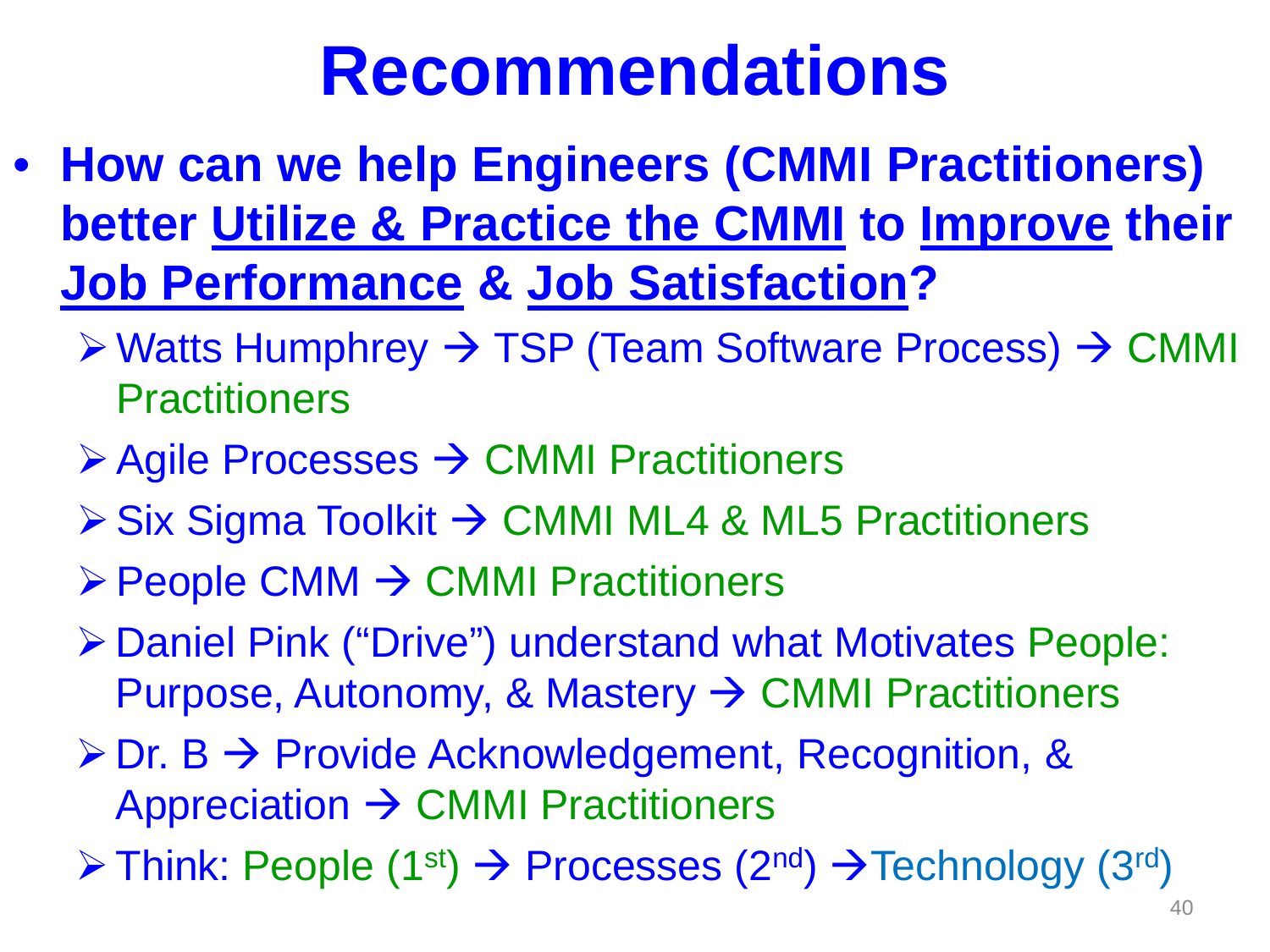# Recommendations

- **How can we help Engineers (CMMI Practitioners) better Utilize & Practice the CMMI to Improve their Job Performance & Job Satisfaction?**
  - Watts Humphrey → TSP (Team Software Process) → CMMI Practitioners
  - Agile Processes → CMMI Practitioners
  - Six Sigma Toolkit → CMMI ML4 & ML5 Practitioners
  - People CMM → CMMI Practitioners
  - Daniel Pink ("Drive") understand what Motivates People: Purpose, Autonomy, & Mastery → CMMI Practitioners
  - Dr. B → Provide Acknowledgement, Recognition, & Appreciation → CMMI Practitioners
  - Think: People (1st) → Processes (2nd) → Technology (3rd)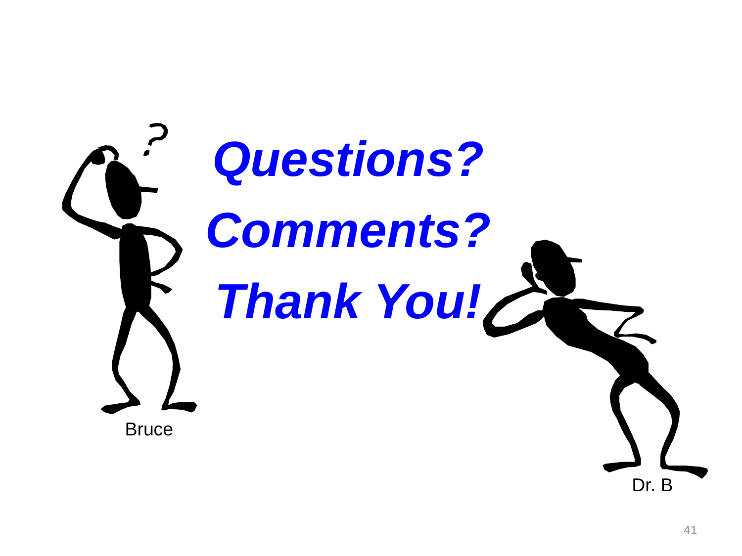***Questions?***

***Comments?***

***Thank You!***

Bruce

Dr. B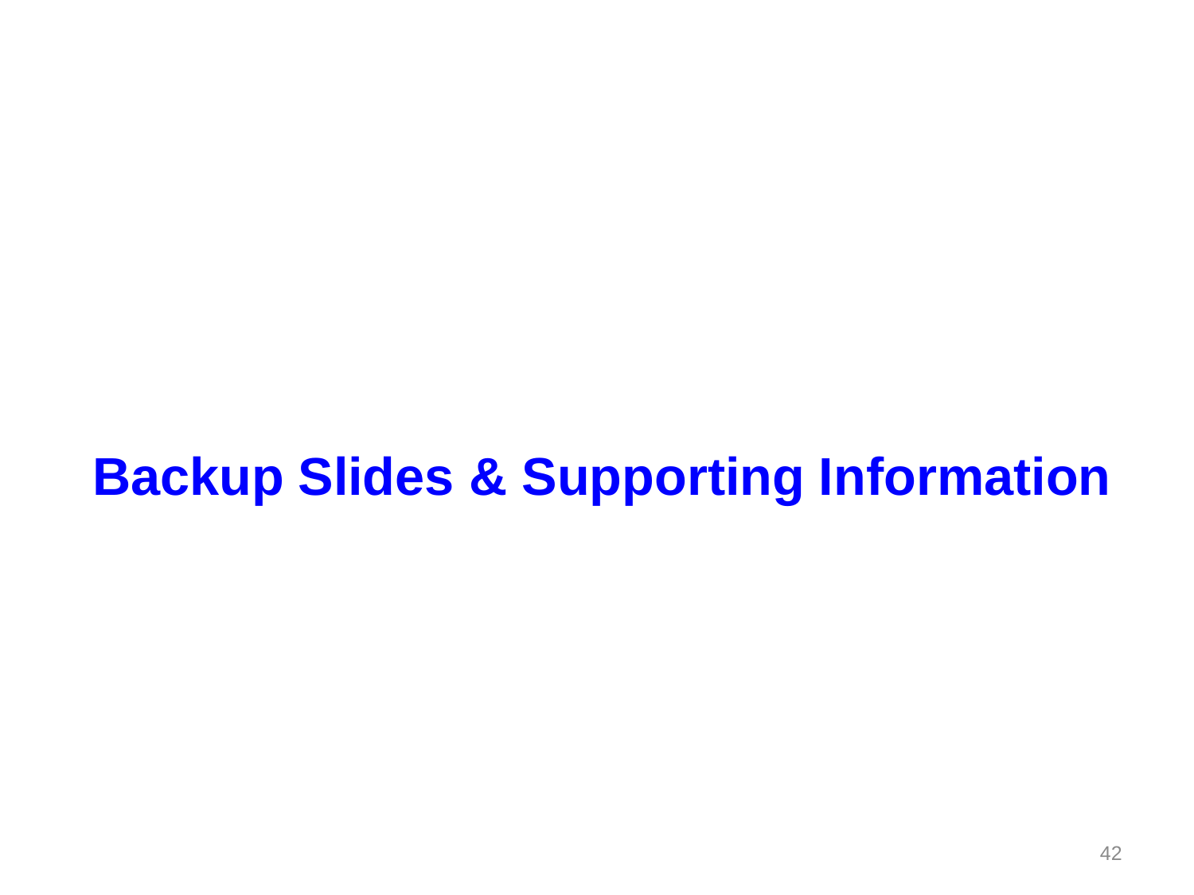# Backup Slides & Supporting Information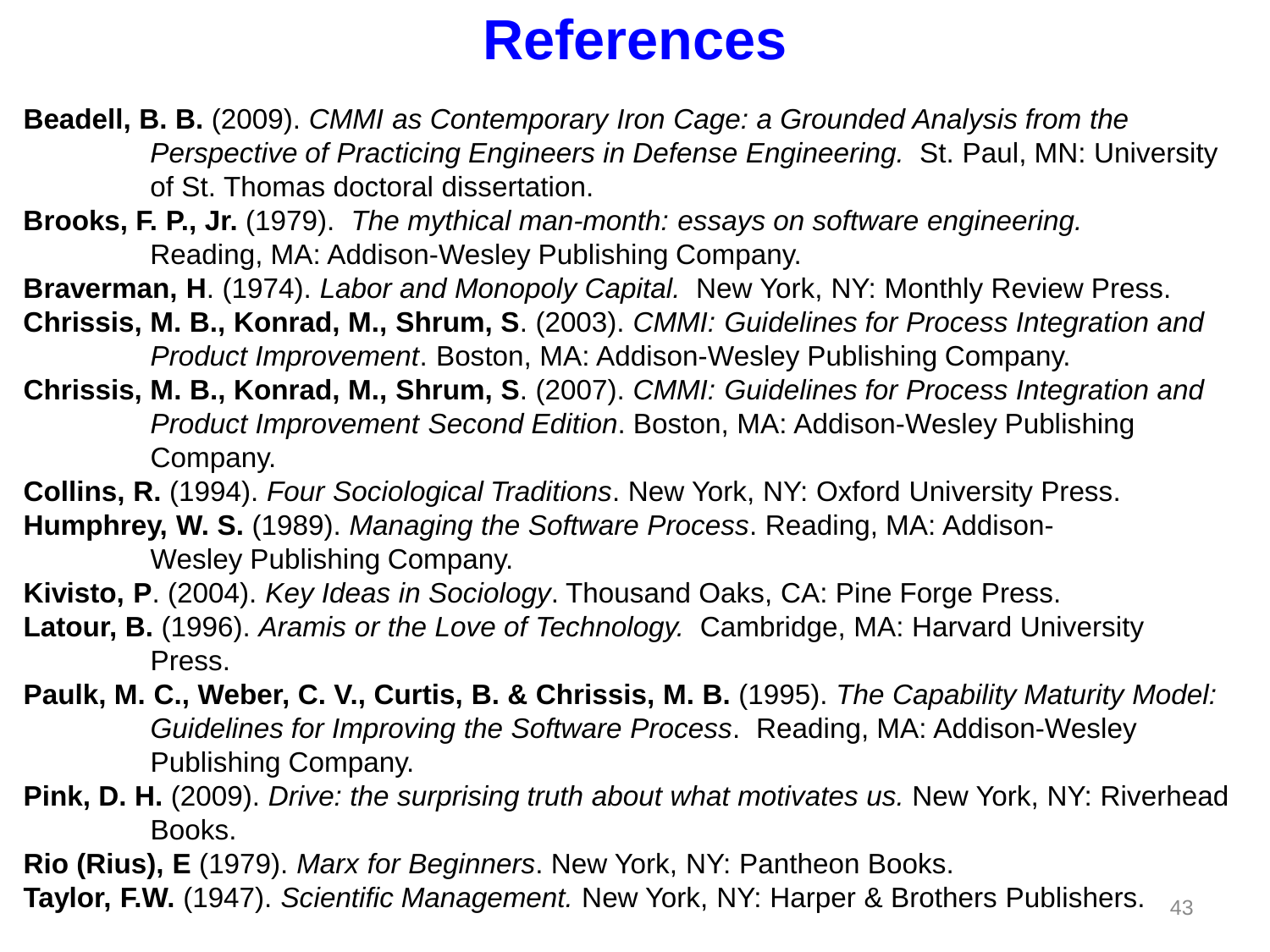# References

**Beadell, B. B.** (2009). *CMMI as Contemporary Iron Cage: a Grounded Analysis from the Perspective of Practicing Engineers in Defense Engineering.* St. Paul, MN: University of St. Thomas doctoral dissertation.

**Brooks, F. P., Jr.** (1979). *The mythical man-month: essays on software engineering.* Reading, MA: Addison-Wesley Publishing Company.

**Braverman, H**. (1974). *Labor and Monopoly Capital.* New York, NY: Monthly Review Press.

**Chrissis, M. B., Konrad, M., Shrum, S**. (2003). *CMMI: Guidelines for Process Integration and Product Improvement*. Boston, MA: Addison-Wesley Publishing Company.

**Chrissis, M. B., Konrad, M., Shrum, S**. (2007). *CMMI: Guidelines for Process Integration and Product Improvement Second Edition*. Boston, MA: Addison-Wesley Publishing Company.

**Collins, R.** (1994). *Four Sociological Traditions*. New York, NY: Oxford University Press.

**Humphrey, W. S.** (1989). *Managing the Software Process*. Reading, MA: Addison-Wesley Publishing Company.

**Kivisto, P**. (2004). *Key Ideas in Sociology*. Thousand Oaks, CA: Pine Forge Press.

**Latour, B.** (1996). *Aramis or the Love of Technology.* Cambridge, MA: Harvard University Press.

**Paulk, M. C., Weber, C. V., Curtis, B. & Chrissis, M. B.** (1995). *The Capability Maturity Model: Guidelines for Improving the Software Process*. Reading, MA: Addison-Wesley Publishing Company.

**Pink, D. H.** (2009). *Drive: the surprising truth about what motivates us.* New York, NY: Riverhead Books.

**Rio (Rius), E** (1979). *Marx for Beginners*. New York, NY: Pantheon Books.

**Taylor, F.W.** (1947). *Scientific Management.* New York, NY: Harper & Brothers Publishers.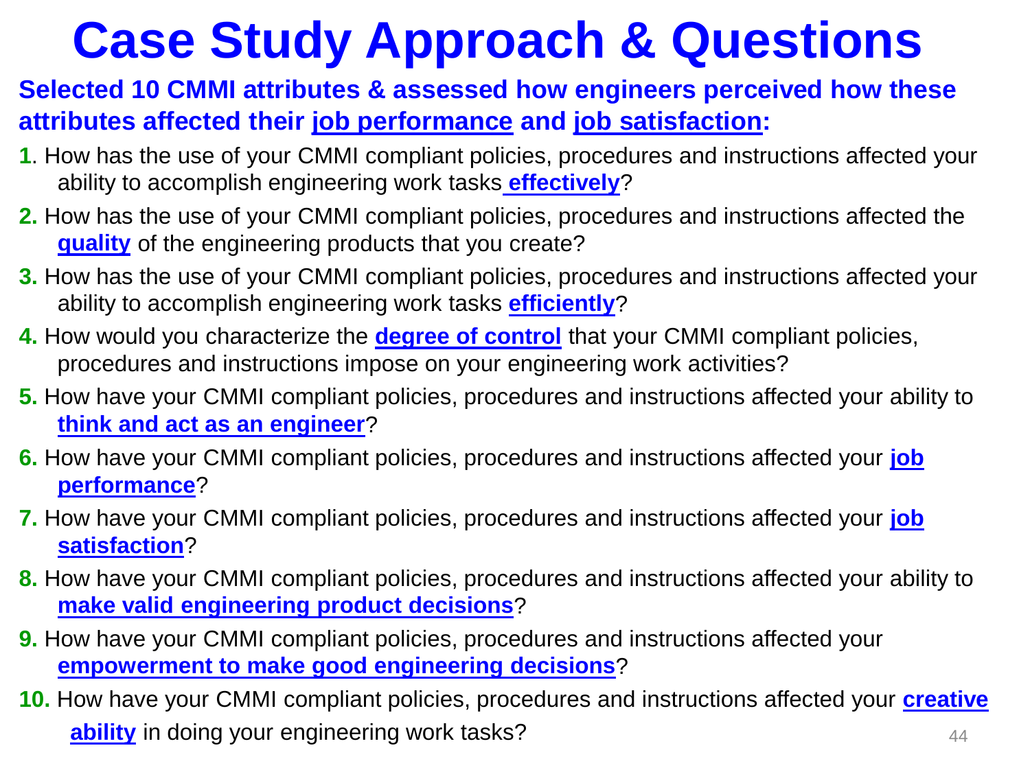# Case Study Approach & Questions

**Selected 10 CMMI attributes & assessed how engineers perceived how these attributes affected their job performance and job satisfaction:**

**1.** How has the use of your CMMI compliant policies, procedures and instructions affected your ability to accomplish engineering work tasks **effectively**?

**2.** How has the use of your CMMI compliant policies, procedures and instructions affected the **quality** of the engineering products that you create?

**3.** How has the use of your CMMI compliant policies, procedures and instructions affected your ability to accomplish engineering work tasks **efficiently**?

**4.** How would you characterize the **degree of control** that your CMMI compliant policies, procedures and instructions impose on your engineering work activities?

**5.** How have your CMMI compliant policies, procedures and instructions affected your ability to **think and act as an engineer**?

**6.** How have your CMMI compliant policies, procedures and instructions affected your **job performance**?

**7.** How have your CMMI compliant policies, procedures and instructions affected your **job satisfaction**?

**8.** How have your CMMI compliant policies, procedures and instructions affected your ability to **make valid engineering product decisions**?

**9.** How have your CMMI compliant policies, procedures and instructions affected your **empowerment to make good engineering decisions**?

**10.** How have your CMMI compliant policies, procedures and instructions affected your **creative ability** in doing your engineering work tasks?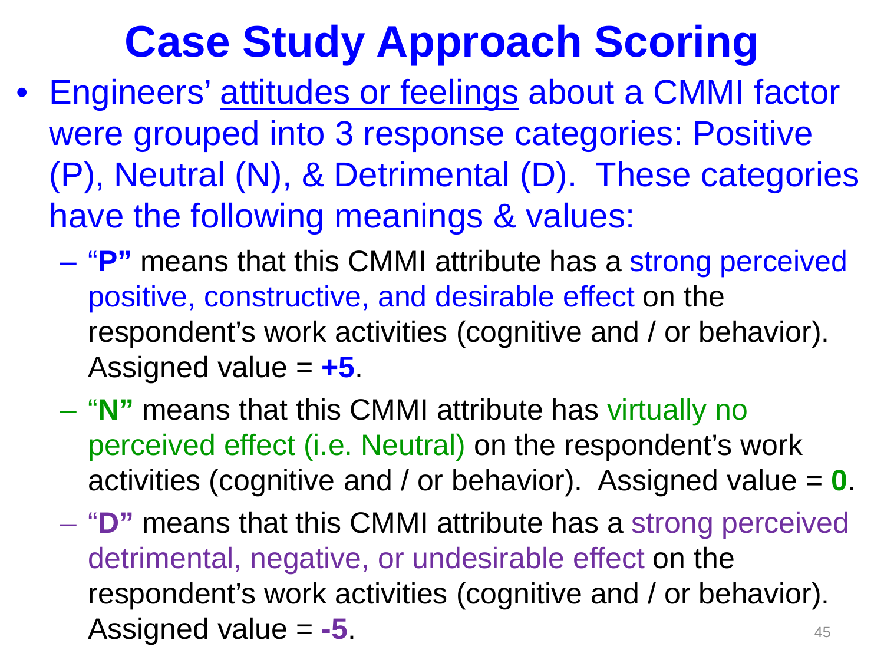# Case Study Approach Scoring

- Engineers' attitudes or feelings about a CMMI factor were grouped into 3 response categories: Positive (P), Neutral (N), & Detrimental (D). These categories have the following meanings & values:
  - "**P"** means that this CMMI attribute has a strong perceived positive, constructive, and desirable effect on the respondent's work activities (cognitive and / or behavior). Assigned value = **+5**.
  - "**N"** means that this CMMI attribute has virtually no perceived effect (i.e. Neutral) on the respondent's work activities (cognitive and / or behavior). Assigned value = **0**.
  - "**D"** means that this CMMI attribute has a strong perceived detrimental, negative, or undesirable effect on the respondent's work activities (cognitive and / or behavior). Assigned value = **-5**.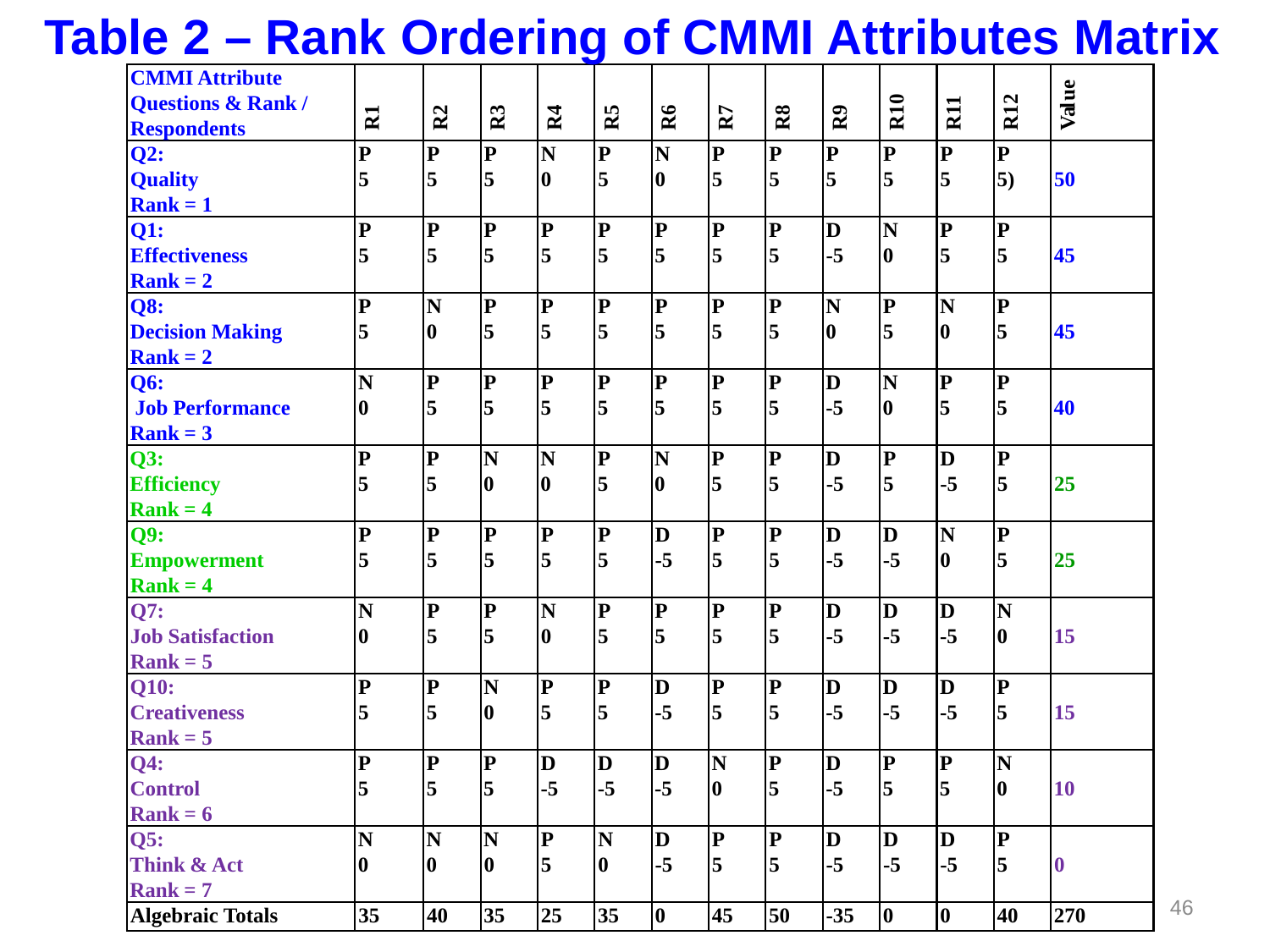# Table 2 – Rank Ordering of CMMI Attributes Matrix

| CMMI Attribute Questions & Rank / Respondents | R1 | R2 | R3 | R4 | R5 | R6 | R7 | R8 | R9 | R10 | R11 | R12 | Value |
|---|---|---|---|---|---|---|---|---|---|---|---|---|---|
| **Q2: Quality Rank = 1** | P 5 | P 5 | P 5 | N 0 | P 5 | N 0 | P 5 | P 5 | P 5 | P 5 | P 5 | P 5) | 50 |
| **Q1: Effectiveness Rank = 2** | P 5 | P 5 | P 5 | P 5 | P 5 | P 5 | P 5 | P 5 | D -5 | N 0 | P 5 | P 5 | 45 |
| **Q8: Decision Making Rank = 2** | P 5 | N 0 | P 5 | P 5 | P 5 | P 5 | P 5 | P 5 | N 0 | P 5 | N 0 | P 5 | 45 |
| **Q6: Job Performance Rank = 3** | N 0 | P 5 | P 5 | P 5 | P 5 | P 5 | P 5 | P 5 | D -5 | N 0 | P 5 | P 5 | 40 |
| **Q3: Efficiency Rank = 4** | P 5 | P 5 | N 0 | N 0 | P 5 | N 0 | P 5 | P 5 | D -5 | P 5 | D -5 | P 5 | 25 |
| **Q9: Empowerment Rank = 4** | P 5 | P 5 | P 5 | P 5 | P 5 | D -5 | P 5 | P 5 | D -5 | D -5 | N 0 | P 5 | 25 |
| **Q7: Job Satisfaction Rank = 5** | N 0 | P 5 | P 5 | N 0 | P 5 | P 5 | P 5 | P 5 | D -5 | D -5 | D -5 | N 0 | 15 |
| **Q10: Creativeness Rank = 5** | P 5 | P 5 | N 0 | P 5 | P 5 | D -5 | P 5 | P 5 | D -5 | D -5 | D -5 | P 5 | 15 |
| **Q4: Control Rank = 6** | P 5 | P 5 | P 5 | D -5 | D -5 | D -5 | N 0 | P 5 | D -5 | P 5 | P 5 | N 0 | 10 |
| **Q5: Think & Act Rank = 7** | N 0 | N 0 | N 0 | P 5 | N 0 | D -5 | P 5 | P 5 | D -5 | D -5 | D -5 | P 5 | 0 |
| **Algebraic Totals** | 35 | 40 | 35 | 25 | 35 | 0 | 45 | 50 | -35 | 0 | 0 | 40 | 270 |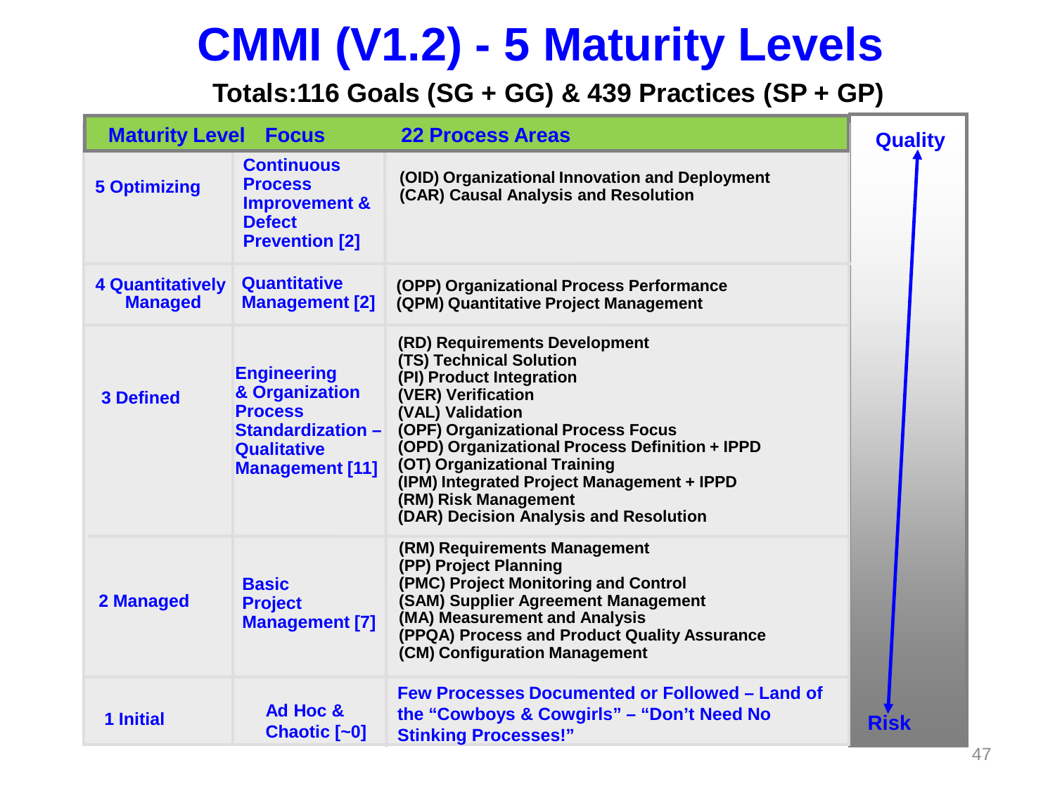# CMMI (V1.2) - 5 Maturity Levels

**Totals:116 Goals (SG + GG) & 439 Practices (SP + GP)**

| Maturity Level | Focus | 22 Process Areas |
|---|---|---|
| 5 Optimizing | Continuous Process Improvement & Defect Prevention [2] | (OID) Organizational Innovation and Deployment<br>(CAR) Causal Analysis and Resolution |
| 4 Quantitatively Managed | Quantitative Management [2] | (OPP) Organizational Process Performance<br>(QPM) Quantitative Project Management |
| 3 Defined | Engineering & Organization Process Standardization – Qualitative Management [11] | (RD) Requirements Development<br>(TS) Technical Solution<br>(PI) Product Integration<br>(VER) Verification<br>(VAL) Validation<br>(OPF) Organizational Process Focus<br>(OPD) Organizational Process Definition + IPPD<br>(OT) Organizational Training<br>(IPM) Integrated Project Management + IPPD<br>(RM) Risk Management<br>(DAR) Decision Analysis and Resolution |
| 2 Managed | Basic Project Management [7] | (RM) Requirements Management<br>(PP) Project Planning<br>(PMC) Project Monitoring and Control<br>(SAM) Supplier Agreement Management<br>(MA) Measurement and Analysis<br>(PPQA) Process and Product Quality Assurance<br>(CM) Configuration Management |
| 1 Initial | Ad Hoc & Chaotic [~0] | Few Processes Documented or Followed – Land of the "Cowboys & Cowgirls" – "Don't Need No Stinking Processes!" |

Quality

Risk